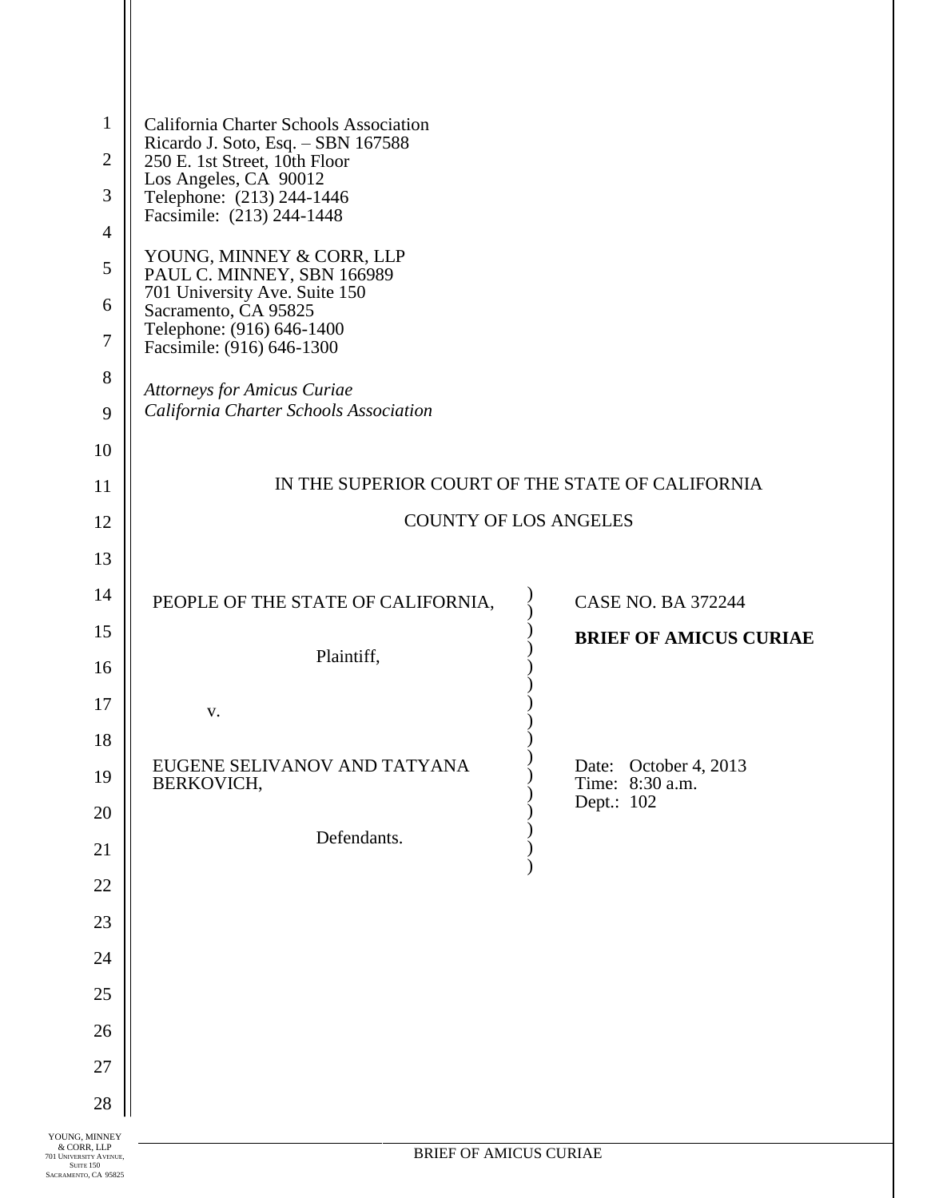California Charter Schools Association
Ricardo J. Soto, Esq. – SBN 167588
250 E. 1st Street, 10th Floor
Los Angeles, CA 90012
Telephone: (213) 244-1446
Facsimile: (213) 244-1448

YOUNG, MINNEY & CORR, LLP
PAUL C. MINNEY, SBN 166989
701 University Ave. Suite 150
Sacramento, CA 95825
Telephone: (916) 646-1400
Facsimile: (916) 646-1300

*Attorneys for Amicus Curiae*
*California Charter Schools Association*

IN THE SUPERIOR COURT OF THE STATE OF CALIFORNIA

COUNTY OF LOS ANGELES

| | |
|---|---|
| PEOPLE OF THE STATE OF CALIFORNIA, | CASE NO. BA 372244 |
| Plaintiff, | **BRIEF OF AMICUS CURIAE** |
| v. | |
| EUGENE SELIVANOV AND TATYANA BERKOVICH, | Date: October 4, 2013<br>Time: 8:30 a.m.<br>Dept.: 102 |
| Defendants. | |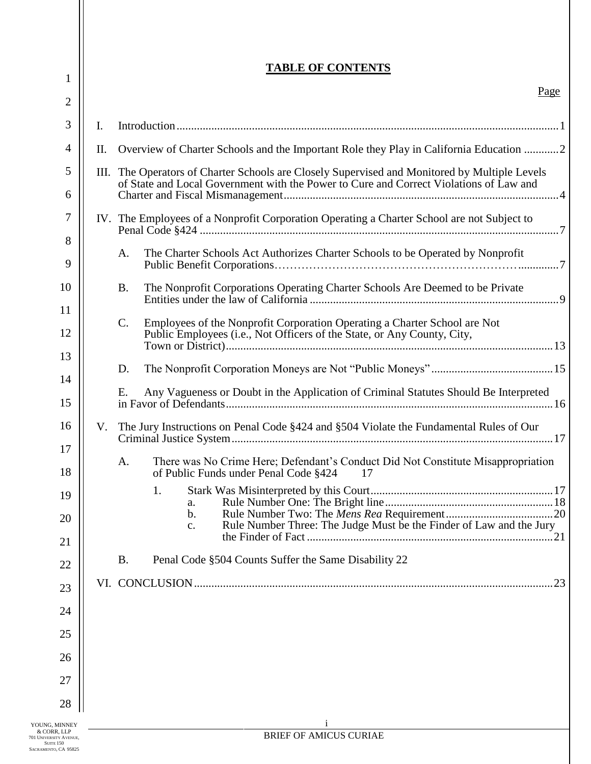# TABLE OF CONTENTS

Page

I. Introduction ... 1

II. Overview of Charter Schools and the Important Role they Play in California Education ... 2

III. The Operators of Charter Schools are Closely Supervised and Monitored by Multiple Levels of State and Local Government with the Power to Cure and Correct Violations of Law and Charter and Fiscal Mismanagement ... 4

IV. The Employees of a Nonprofit Corporation Operating a Charter School are not Subject to Penal Code §424 ... 7

- A. The Charter Schools Act Authorizes Charter Schools to be Operated by Nonprofit Public Benefit Corporations ... 7
- B. The Nonprofit Corporations Operating Charter Schools Are Deemed to be Private Entities under the law of California ... 9
- C. Employees of the Nonprofit Corporation Operating a Charter School are Not Public Employees (i.e., Not Officers of the State, or Any County, City, Town or District) ... 13
- D. The Nonprofit Corporation Moneys are Not "Public Moneys" ... 15
- E. Any Vagueness or Doubt in the Application of Criminal Statutes Should Be Interpreted in Favor of Defendants ... 16

V. The Jury Instructions on Penal Code §424 and §504 Violate the Fundamental Rules of Our Criminal Justice System ... 17

- A. There was No Crime Here; Defendant's Conduct Did Not Constitute Misappropriation of Public Funds under Penal Code §424 ... 17
  - 1. Stark Was Misinterpreted by this Court ... 17
    - a. Rule Number One: The Bright line ... 18
    - b. Rule Number Two: The *Mens Rea* Requirement ... 20
    - c. Rule Number Three: The Judge Must be the Finder of Law and the Jury the Finder of Fact ... 21
- B. Penal Code §504 Counts Suffer the Same Disability ... 22

VI. CONCLUSION ... 23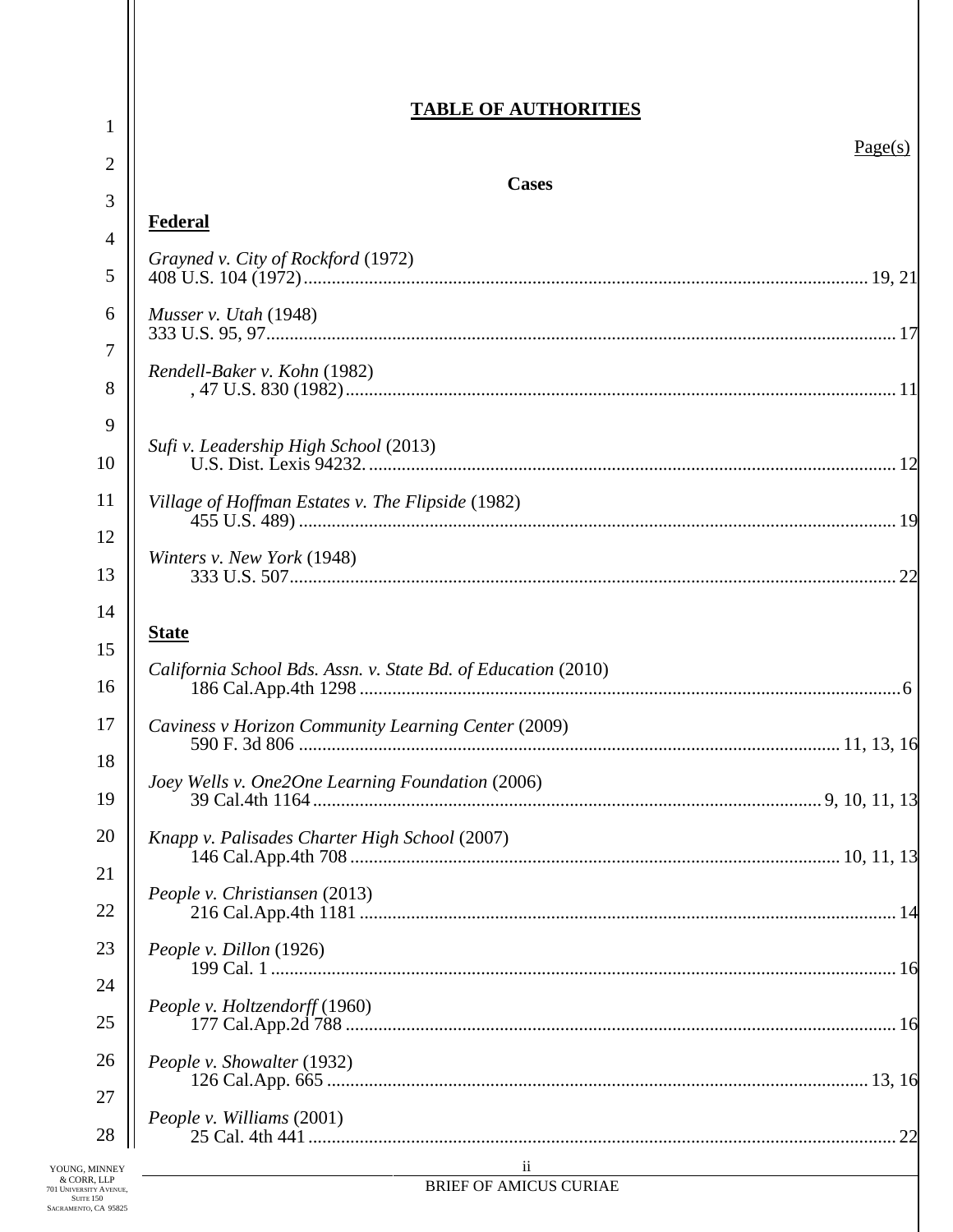# TABLE OF AUTHORITIES

Page(s)

**Cases**

**Federal**

*Grayned v. City of Rockford* (1972)
408 U.S. 104 (1972) ........ 19, 21

*Musser v. Utah* (1948)
333 U.S. 95, 97 ........ 17

*Rendell-Baker v. Kohn* (1982)
, 47 U.S. 830 (1982) ........ 11

*Sufi v. Leadership High School* (2013)
U.S. Dist. Lexis 94232. ........ 12

*Village of Hoffman Estates v. The Flipside* (1982)
455 U.S. 489) ........ 19

*Winters v. New York* (1948)
333 U.S. 507 ........ 22

**State**

*California School Bds. Assn. v. State Bd. of Education* (2010)
186 Cal.App.4th 1298 ........ 6

*Caviness v Horizon Community Learning Center* (2009)
590 F. 3d 806 ........ 11, 13, 16

*Joey Wells v. One2One Learning Foundation* (2006)
39 Cal.4th 1164 ........ 9, 10, 11, 13

*Knapp v. Palisades Charter High School* (2007)
146 Cal.App.4th 708 ........ 10, 11, 13

*People v. Christiansen* (2013)
216 Cal.App.4th 1181 ........ 14

*People v. Dillon* (1926)
199 Cal. 1 ........ 16

*People v. Holtzendorff* (1960)
177 Cal.App.2d 788 ........ 16

*People v. Showalter* (1932)
126 Cal.App. 665 ........ 13, 16

*People v. Williams* (2001)
25 Cal. 4th 441 ........ 22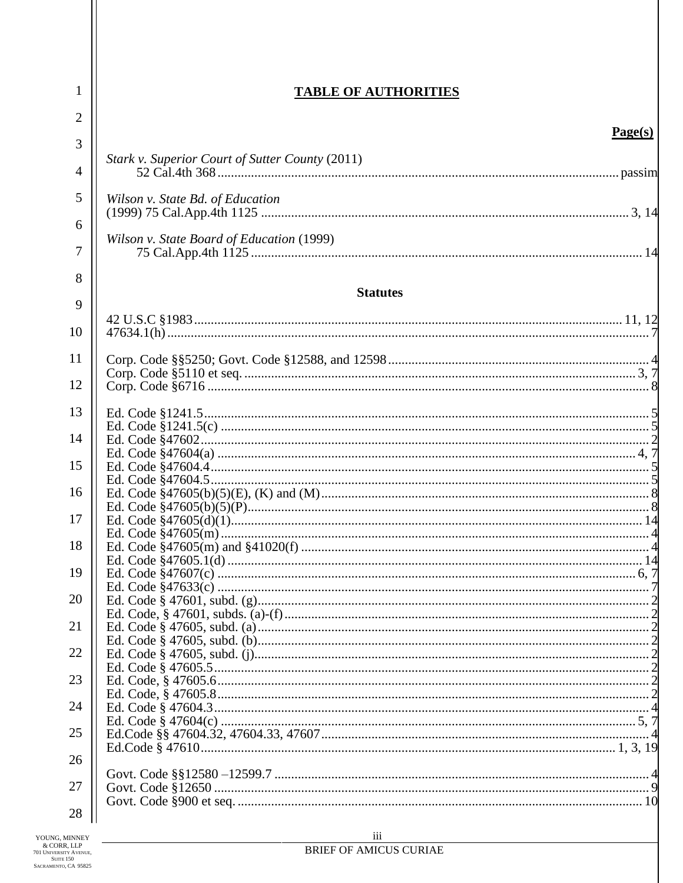## TABLE OF AUTHORITIES

**Page(s)**

*Stark v. Superior Court of Sutter County* (2011)
52 Cal.4th 368 ........ passim

*Wilson v. State Bd. of Education*
(1999) 75 Cal.App.4th 1125 ........ 3, 14

*Wilson v. State Board of Education* (1999)
75 Cal.App.4th 1125 ........ 14

### Statutes

42 U.S.C §1983 ........ 11, 12
47634.1(h) ........ 7

Corp. Code §§5250; Govt. Code §12588, and 12598 ........ 4
Corp. Code §5110 et seq. ........ 3, 7
Corp. Code §6716 ........ 8

Ed. Code §1241.5 ........ 5
Ed. Code §1241.5(c) ........ 5
Ed. Code §47602 ........ 2
Ed. Code §47604(a) ........ 4, 7
Ed. Code §47604.4 ........ 5
Ed. Code §47604.5 ........ 5
Ed. Code §47605(b)(5)(E), (K) and (M) ........ 8
Ed. Code §47605(b)(5)(P) ........ 8
Ed. Code §47605(d)(1) ........ 14
Ed. Code §47605(m) ........ 4
Ed. Code §47605(m) and §41020(f) ........ 4
Ed. Code §47605.1(d) ........ 14
Ed. Code §47607(c) ........ 6, 7
Ed. Code §47633(c) ........ 7
Ed. Code § 47601, subd. (g) ........ 2
Ed. Code, § 47601, subds. (a)-(f) ........ 2
Ed. Code § 47605, subd. (a) ........ 2
Ed. Code § 47605, subd. (b) ........ 2
Ed. Code § 47605, subd. (j) ........ 2
Ed. Code § 47605.5 ........ 2
Ed. Code, § 47605.6 ........ 2
Ed. Code, § 47605.8 ........ 2
Ed. Code § 47604.3 ........ 4
Ed. Code § 47604(c) ........ 5, 7
Ed.Code §§ 47604.32, 47604.33, 47607 ........ 4
Ed.Code § 47610 ........ 1, 3, 19

Govt. Code §§12580 –12599.7 ........ 4
Govt. Code §12650 ........ 9
Govt. Code §900 et seq. ........ 10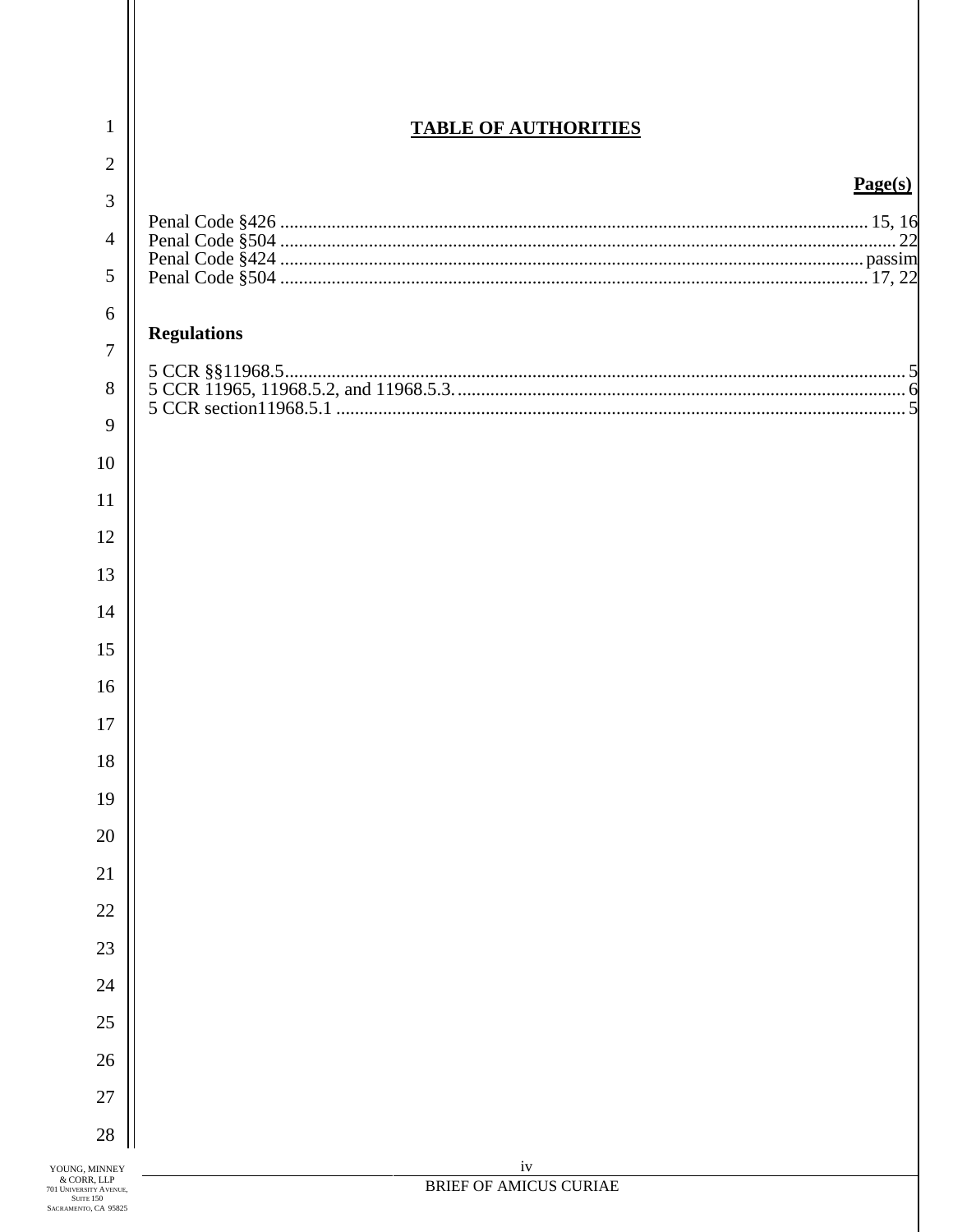## TABLE OF AUTHORITIES

**Page(s)**

Penal Code §426 .......................................................... 15, 16
Penal Code §504 .......................................................... 22
Penal Code §424 .......................................................... passim
Penal Code §504 .......................................................... 17, 22

**Regulations**

5 CCR §§11968.5.......................................................... 5
5 CCR 11965, 11968.5.2, and 11968.5.3. ...................................... 6
5 CCR section11968.5.1 .................................................... 5

YOUNG, MINNEY & CORR, LLP
701 UNIVERSITY AVENUE, SUITE 150
SACRAMENTO, CA 95825

BRIEF OF AMICUS CURIAE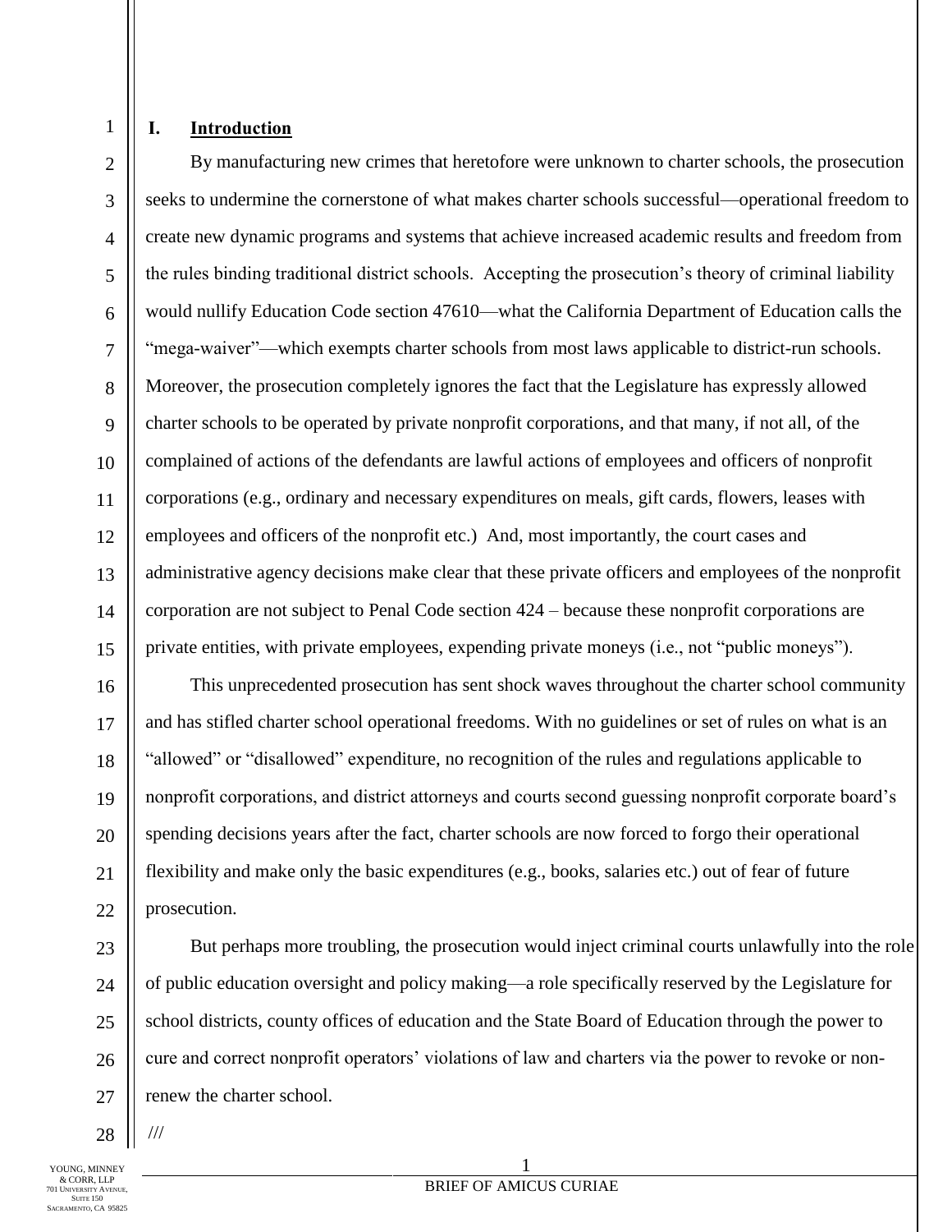## I. Introduction

By manufacturing new crimes that heretofore were unknown to charter schools, the prosecution seeks to undermine the cornerstone of what makes charter schools successful—operational freedom to create new dynamic programs and systems that achieve increased academic results and freedom from the rules binding traditional district schools. Accepting the prosecution's theory of criminal liability would nullify Education Code section 47610—what the California Department of Education calls the "mega-waiver"—which exempts charter schools from most laws applicable to district-run schools. Moreover, the prosecution completely ignores the fact that the Legislature has expressly allowed charter schools to be operated by private nonprofit corporations, and that many, if not all, of the complained of actions of the defendants are lawful actions of employees and officers of nonprofit corporations (e.g., ordinary and necessary expenditures on meals, gift cards, flowers, leases with employees and officers of the nonprofit etc.) And, most importantly, the court cases and administrative agency decisions make clear that these private officers and employees of the nonprofit corporation are not subject to Penal Code section 424 – because these nonprofit corporations are private entities, with private employees, expending private moneys (i.e., not "public moneys").

This unprecedented prosecution has sent shock waves throughout the charter school community and has stifled charter school operational freedoms. With no guidelines or set of rules on what is an "allowed" or "disallowed" expenditure, no recognition of the rules and regulations applicable to nonprofit corporations, and district attorneys and courts second guessing nonprofit corporate board's spending decisions years after the fact, charter schools are now forced to forgo their operational flexibility and make only the basic expenditures (e.g., books, salaries etc.) out of fear of future prosecution.

But perhaps more troubling, the prosecution would inject criminal courts unlawfully into the role of public education oversight and policy making—a role specifically reserved by the Legislature for school districts, county offices of education and the State Board of Education through the power to cure and correct nonprofit operators' violations of law and charters via the power to revoke or non-renew the charter school.

///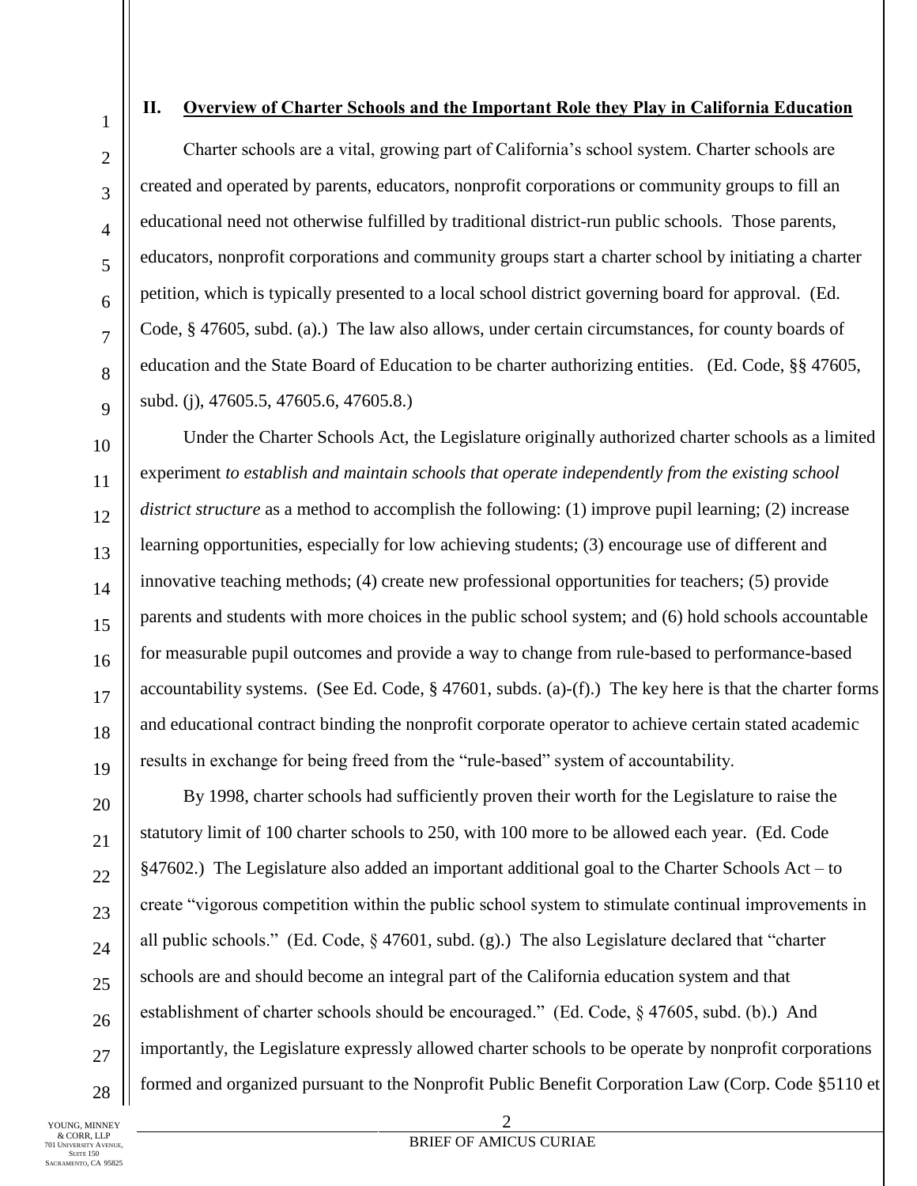## II. Overview of Charter Schools and the Important Role they Play in California Education

Charter schools are a vital, growing part of California's school system. Charter schools are created and operated by parents, educators, nonprofit corporations or community groups to fill an educational need not otherwise fulfilled by traditional district-run public schools. Those parents, educators, nonprofit corporations and community groups start a charter school by initiating a charter petition, which is typically presented to a local school district governing board for approval. (Ed. Code, § 47605, subd. (a).) The law also allows, under certain circumstances, for county boards of education and the State Board of Education to be charter authorizing entities. (Ed. Code, §§ 47605, subd. (j), 47605.5, 47605.6, 47605.8.)

Under the Charter Schools Act, the Legislature originally authorized charter schools as a limited experiment *to establish and maintain schools that operate independently from the existing school district structure* as a method to accomplish the following: (1) improve pupil learning; (2) increase learning opportunities, especially for low achieving students; (3) encourage use of different and innovative teaching methods; (4) create new professional opportunities for teachers; (5) provide parents and students with more choices in the public school system; and (6) hold schools accountable for measurable pupil outcomes and provide a way to change from rule-based to performance-based accountability systems. (See Ed. Code, § 47601, subds. (a)-(f).) The key here is that the charter forms and educational contract binding the nonprofit corporate operator to achieve certain stated academic results in exchange for being freed from the "rule-based" system of accountability.

By 1998, charter schools had sufficiently proven their worth for the Legislature to raise the statutory limit of 100 charter schools to 250, with 100 more to be allowed each year. (Ed. Code §47602.) The Legislature also added an important additional goal to the Charter Schools Act – to create "vigorous competition within the public school system to stimulate continual improvements in all public schools." (Ed. Code, § 47601, subd. (g).) The also Legislature declared that "charter schools are and should become an integral part of the California education system and that establishment of charter schools should be encouraged." (Ed. Code, § 47605, subd. (b).) And importantly, the Legislature expressly allowed charter schools to be operate by nonprofit corporations formed and organized pursuant to the Nonprofit Public Benefit Corporation Law (Corp. Code §5110 et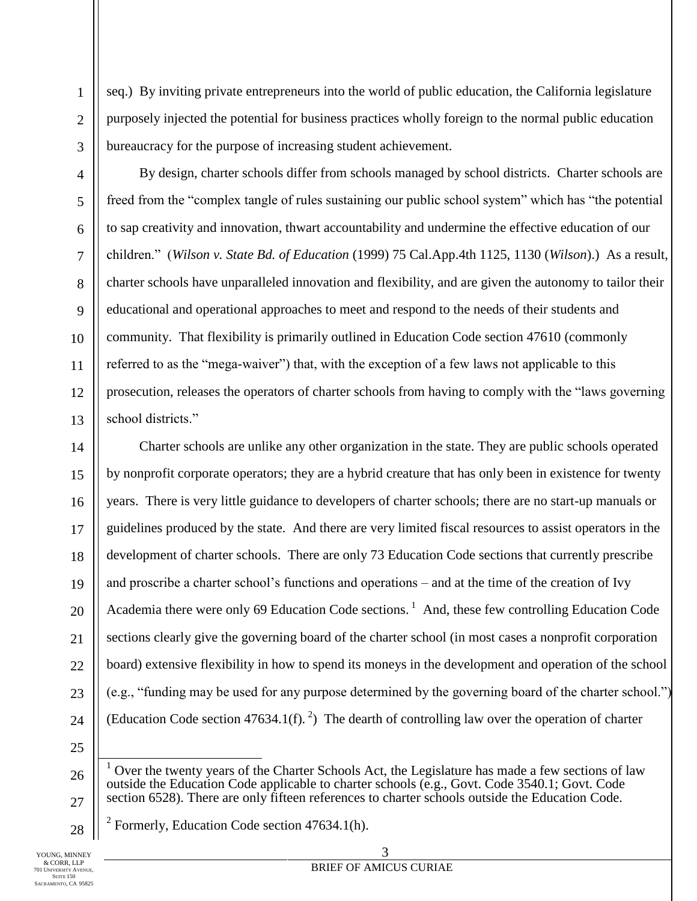seq.) By inviting private entrepreneurs into the world of public education, the California legislature purposely injected the potential for business practices wholly foreign to the normal public education bureaucracy for the purpose of increasing student achievement.

By design, charter schools differ from schools managed by school districts. Charter schools are freed from the "complex tangle of rules sustaining our public school system" which has "the potential to sap creativity and innovation, thwart accountability and undermine the effective education of our children." (*Wilson v. State Bd. of Education* (1999) 75 Cal.App.4th 1125, 1130 (*Wilson*).) As a result, charter schools have unparalleled innovation and flexibility, and are given the autonomy to tailor their educational and operational approaches to meet and respond to the needs of their students and community. That flexibility is primarily outlined in Education Code section 47610 (commonly referred to as the "mega-waiver") that, with the exception of a few laws not applicable to this prosecution, releases the operators of charter schools from having to comply with the "laws governing school districts."

Charter schools are unlike any other organization in the state. They are public schools operated by nonprofit corporate operators; they are a hybrid creature that has only been in existence for twenty years. There is very little guidance to developers of charter schools; there are no start-up manuals or guidelines produced by the state. And there are very limited fiscal resources to assist operators in the development of charter schools. There are only 73 Education Code sections that currently prescribe and proscribe a charter school's functions and operations – and at the time of the creation of Ivy Academia there were only 69 Education Code sections.[1] And, these few controlling Education Code sections clearly give the governing board of the charter school (in most cases a nonprofit corporation board) extensive flexibility in how to spend its moneys in the development and operation of the school (e.g., "funding may be used for any purpose determined by the governing board of the charter school.") (Education Code section 47634.1(f).[2]) The dearth of controlling law over the operation of charter

---

[1] Over the twenty years of the Charter Schools Act, the Legislature has made a few sections of law outside the Education Code applicable to charter schools (e.g., Govt. Code 3540.1; Govt. Code section 6528). There are only fifteen references to charter schools outside the Education Code.

[2] Formerly, Education Code section 47634.1(h).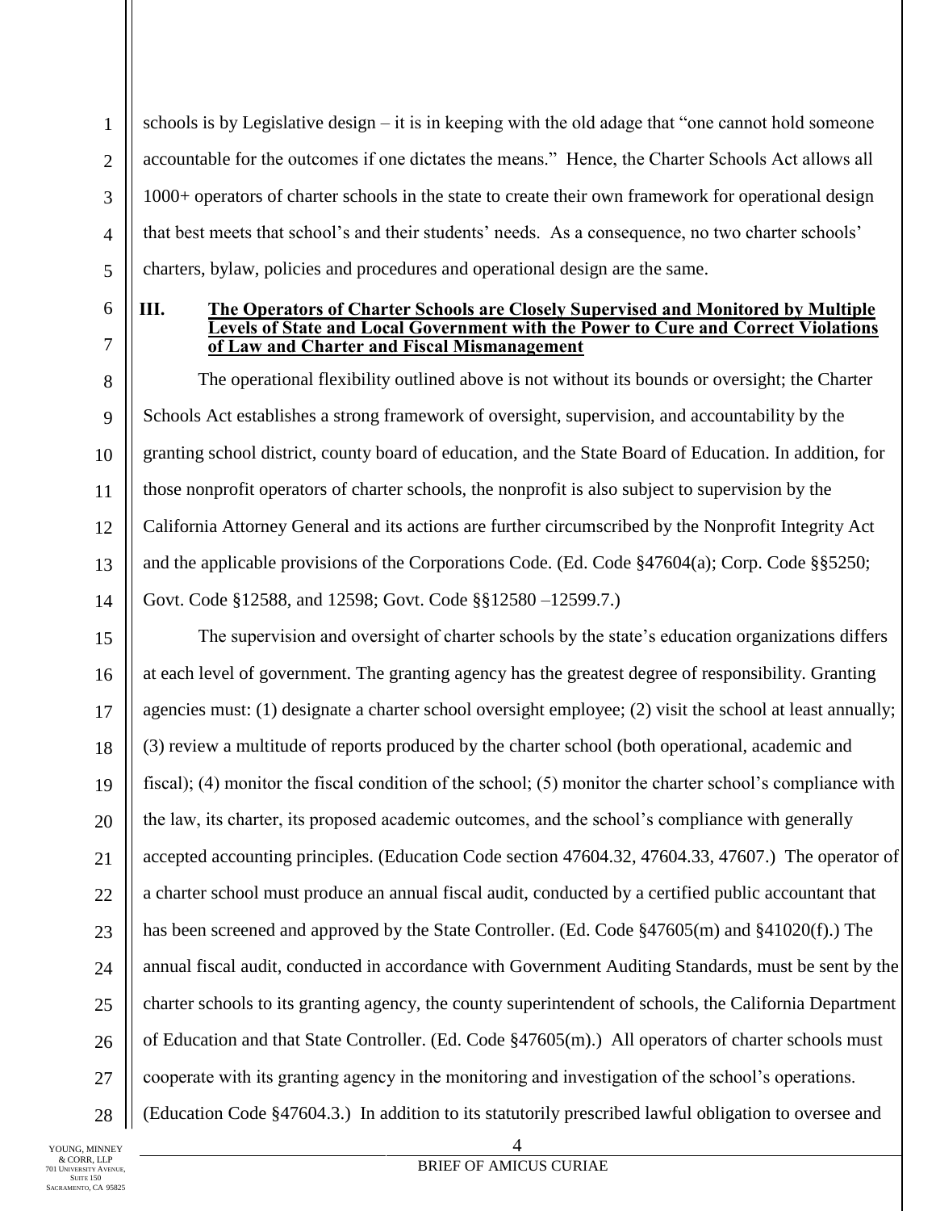schools is by Legislative design – it is in keeping with the old adage that "one cannot hold someone accountable for the outcomes if one dictates the means." Hence, the Charter Schools Act allows all 1000+ operators of charter schools in the state to create their own framework for operational design that best meets that school's and their students' needs. As a consequence, no two charter schools' charters, bylaw, policies and procedures and operational design are the same.

## III. The Operators of Charter Schools are Closely Supervised and Monitored by Multiple Levels of State and Local Government with the Power to Cure and Correct Violations of Law and Charter and Fiscal Mismanagement

The operational flexibility outlined above is not without its bounds or oversight; the Charter Schools Act establishes a strong framework of oversight, supervision, and accountability by the granting school district, county board of education, and the State Board of Education. In addition, for those nonprofit operators of charter schools, the nonprofit is also subject to supervision by the California Attorney General and its actions are further circumscribed by the Nonprofit Integrity Act and the applicable provisions of the Corporations Code. (Ed. Code §47604(a); Corp. Code §§5250; Govt. Code §12588, and 12598; Govt. Code §§12580 –12599.7.)

The supervision and oversight of charter schools by the state's education organizations differs at each level of government. The granting agency has the greatest degree of responsibility. Granting agencies must: (1) designate a charter school oversight employee; (2) visit the school at least annually; (3) review a multitude of reports produced by the charter school (both operational, academic and fiscal); (4) monitor the fiscal condition of the school; (5) monitor the charter school's compliance with the law, its charter, its proposed academic outcomes, and the school's compliance with generally accepted accounting principles. (Education Code section 47604.32, 47604.33, 47607.) The operator of a charter school must produce an annual fiscal audit, conducted by a certified public accountant that has been screened and approved by the State Controller. (Ed. Code §47605(m) and §41020(f).) The annual fiscal audit, conducted in accordance with Government Auditing Standards, must be sent by the charter schools to its granting agency, the county superintendent of schools, the California Department of Education and that State Controller. (Ed. Code §47605(m).) All operators of charter schools must cooperate with its granting agency in the monitoring and investigation of the school's operations. (Education Code §47604.3.) In addition to its statutorily prescribed lawful obligation to oversee and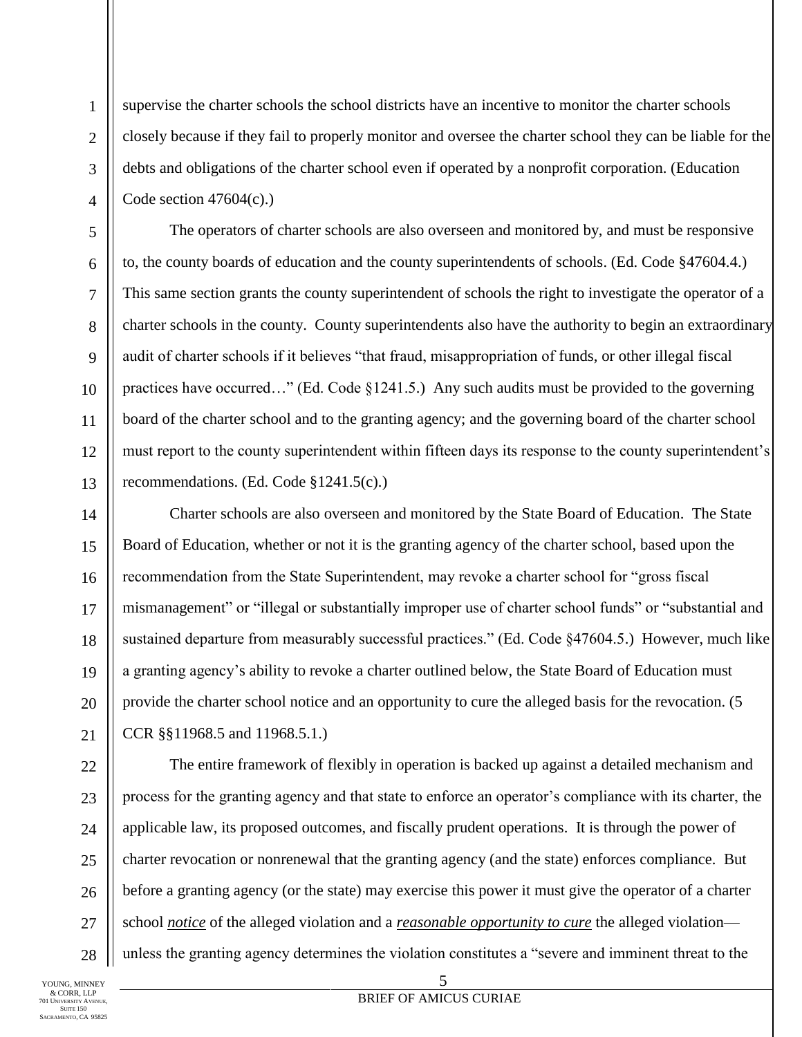supervise the charter schools the school districts have an incentive to monitor the charter schools closely because if they fail to properly monitor and oversee the charter school they can be liable for the debts and obligations of the charter school even if operated by a nonprofit corporation. (Education Code section 47604(c).)

The operators of charter schools are also overseen and monitored by, and must be responsive to, the county boards of education and the county superintendents of schools. (Ed. Code §47604.4.) This same section grants the county superintendent of schools the right to investigate the operator of a charter schools in the county. County superintendents also have the authority to begin an extraordinary audit of charter schools if it believes "that fraud, misappropriation of funds, or other illegal fiscal practices have occurred…" (Ed. Code §1241.5.) Any such audits must be provided to the governing board of the charter school and to the granting agency; and the governing board of the charter school must report to the county superintendent within fifteen days its response to the county superintendent's recommendations. (Ed. Code §1241.5(c).)

Charter schools are also overseen and monitored by the State Board of Education. The State Board of Education, whether or not it is the granting agency of the charter school, based upon the recommendation from the State Superintendent, may revoke a charter school for "gross fiscal mismanagement" or "illegal or substantially improper use of charter school funds" or "substantial and sustained departure from measurably successful practices." (Ed. Code §47604.5.) However, much like a granting agency's ability to revoke a charter outlined below, the State Board of Education must provide the charter school notice and an opportunity to cure the alleged basis for the revocation. (5 CCR §§11968.5 and 11968.5.1.)

The entire framework of flexibly in operation is backed up against a detailed mechanism and process for the granting agency and that state to enforce an operator's compliance with its charter, the applicable law, its proposed outcomes, and fiscally prudent operations. It is through the power of charter revocation or nonrenewal that the granting agency (and the state) enforces compliance. But before a granting agency (or the state) may exercise this power it must give the operator of a charter school *notice* of the alleged violation and a *reasonable opportunity to cure* the alleged violation—unless the granting agency determines the violation constitutes a "severe and imminent threat to the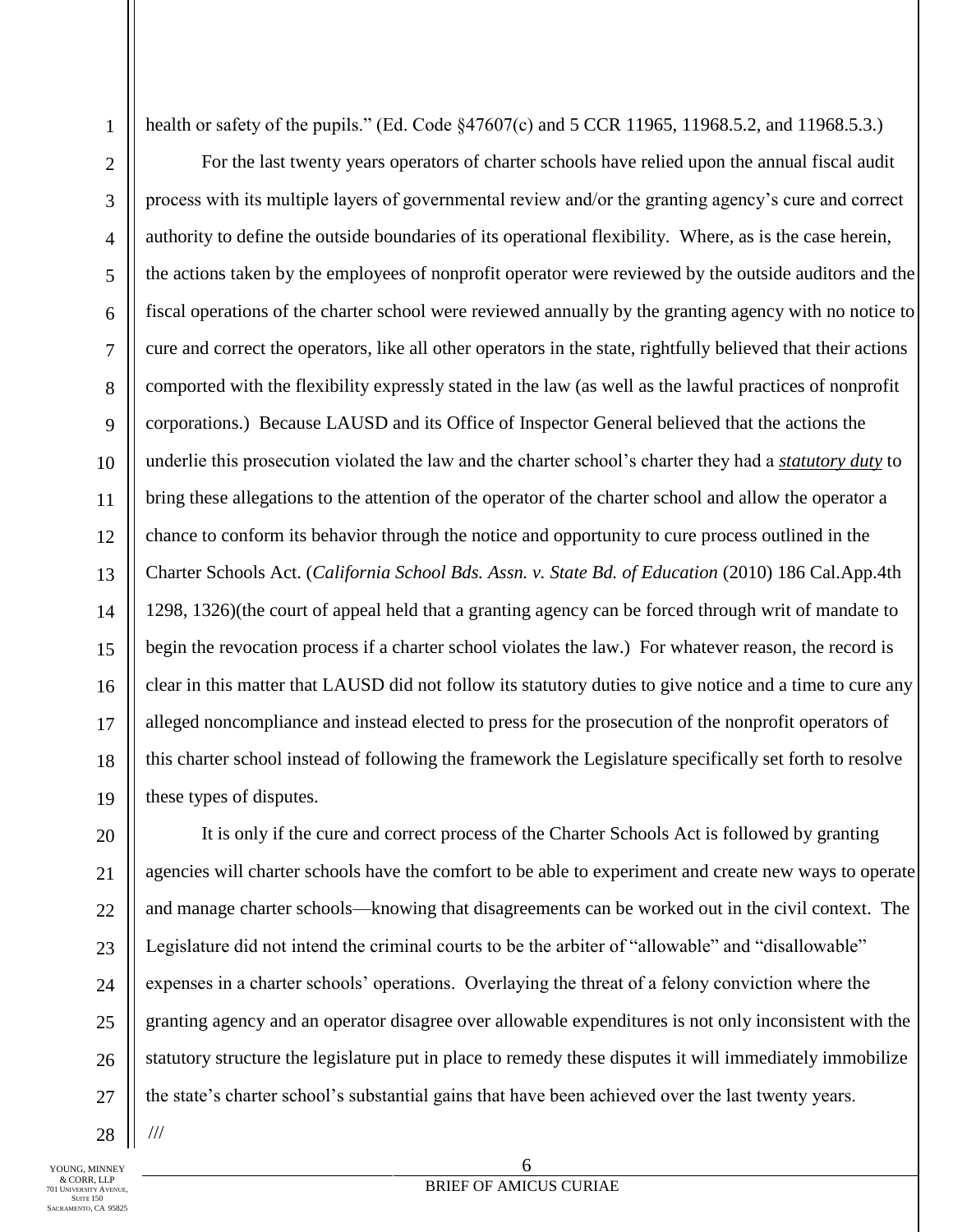health or safety of the pupils." (Ed. Code §47607(c) and 5 CCR 11965, 11968.5.2, and 11968.5.3.)

For the last twenty years operators of charter schools have relied upon the annual fiscal audit process with its multiple layers of governmental review and/or the granting agency's cure and correct authority to define the outside boundaries of its operational flexibility. Where, as is the case herein, the actions taken by the employees of nonprofit operator were reviewed by the outside auditors and the fiscal operations of the charter school were reviewed annually by the granting agency with no notice to cure and correct the operators, like all other operators in the state, rightfully believed that their actions comported with the flexibility expressly stated in the law (as well as the lawful practices of nonprofit corporations.) Because LAUSD and its Office of Inspector General believed that the actions the underlie this prosecution violated the law and the charter school's charter they had a ***statutory duty*** to bring these allegations to the attention of the operator of the charter school and allow the operator a chance to conform its behavior through the notice and opportunity to cure process outlined in the Charter Schools Act. (*California School Bds. Assn. v. State Bd. of Education* (2010) 186 Cal.App.4th 1298, 1326)(the court of appeal held that a granting agency can be forced through writ of mandate to begin the revocation process if a charter school violates the law.) For whatever reason, the record is clear in this matter that LAUSD did not follow its statutory duties to give notice and a time to cure any alleged noncompliance and instead elected to press for the prosecution of the nonprofit operators of this charter school instead of following the framework the Legislature specifically set forth to resolve these types of disputes.

It is only if the cure and correct process of the Charter Schools Act is followed by granting agencies will charter schools have the comfort to be able to experiment and create new ways to operate and manage charter schools—knowing that disagreements can be worked out in the civil context. The Legislature did not intend the criminal courts to be the arbiter of "allowable" and "disallowable" expenses in a charter schools' operations. Overlaying the threat of a felony conviction where the granting agency and an operator disagree over allowable expenditures is not only inconsistent with the statutory structure the legislature put in place to remedy these disputes it will immediately immobilize the state's charter school's substantial gains that have been achieved over the last twenty years.

///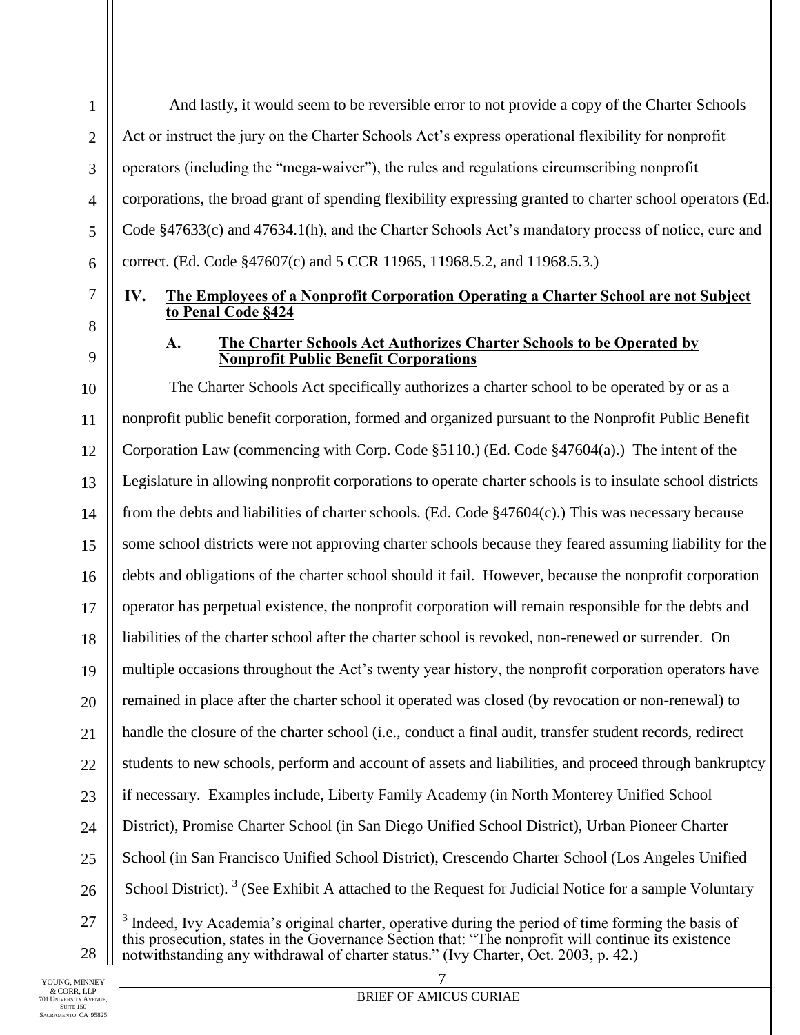And lastly, it would seem to be reversible error to not provide a copy of the Charter Schools Act or instruct the jury on the Charter Schools Act's express operational flexibility for nonprofit operators (including the "mega-waiver"), the rules and regulations circumscribing nonprofit corporations, the broad grant of spending flexibility expressing granted to charter school operators (Ed. Code §47633(c) and 47634.1(h), and the Charter Schools Act's mandatory process of notice, cure and correct. (Ed. Code §47607(c) and 5 CCR 11965, 11968.5.2, and 11968.5.3.)

## IV. The Employees of a Nonprofit Corporation Operating a Charter School are not Subject to Penal Code §424

### A. The Charter Schools Act Authorizes Charter Schools to be Operated by Nonprofit Public Benefit Corporations

The Charter Schools Act specifically authorizes a charter school to be operated by or as a nonprofit public benefit corporation, formed and organized pursuant to the Nonprofit Public Benefit Corporation Law (commencing with Corp. Code §5110.) (Ed. Code §47604(a).) The intent of the Legislature in allowing nonprofit corporations to operate charter schools is to insulate school districts from the debts and liabilities of charter schools. (Ed. Code §47604(c).) This was necessary because some school districts were not approving charter schools because they feared assuming liability for the debts and obligations of the charter school should it fail. However, because the nonprofit corporation operator has perpetual existence, the nonprofit corporation will remain responsible for the debts and liabilities of the charter school after the charter school is revoked, non-renewed or surrender. On multiple occasions throughout the Act's twenty year history, the nonprofit corporation operators have remained in place after the charter school it operated was closed (by revocation or non-renewal) to handle the closure of the charter school (i.e., conduct a final audit, transfer student records, redirect students to new schools, perform and account of assets and liabilities, and proceed through bankruptcy if necessary. Examples include, Liberty Family Academy (in North Monterey Unified School District), Promise Charter School (in San Diego Unified School District), Urban Pioneer Charter School (in San Francisco Unified School District), Crescendo Charter School (Los Angeles Unified School District). [3] (See Exhibit A attached to the Request for Judicial Notice for a sample Voluntary

[3] Indeed, Ivy Academia's original charter, operative during the period of time forming the basis of this prosecution, states in the Governance Section that: "The nonprofit will continue its existence notwithstanding any withdrawal of charter status." (Ivy Charter, Oct. 2003, p. 42.)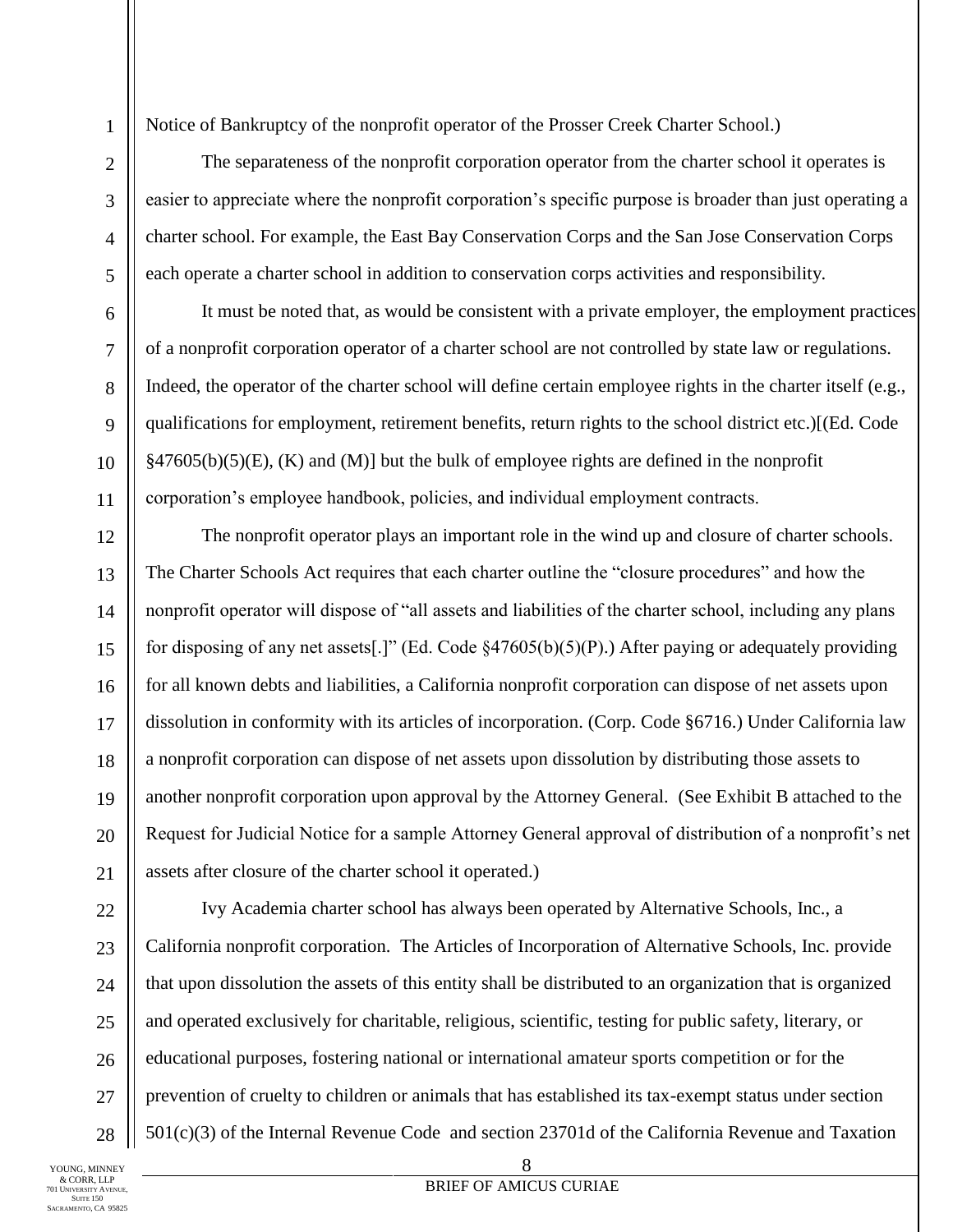Notice of Bankruptcy of the nonprofit operator of the Prosser Creek Charter School.)

The separateness of the nonprofit corporation operator from the charter school it operates is easier to appreciate where the nonprofit corporation's specific purpose is broader than just operating a charter school. For example, the East Bay Conservation Corps and the San Jose Conservation Corps each operate a charter school in addition to conservation corps activities and responsibility.

It must be noted that, as would be consistent with a private employer, the employment practices of a nonprofit corporation operator of a charter school are not controlled by state law or regulations. Indeed, the operator of the charter school will define certain employee rights in the charter itself (e.g., qualifications for employment, retirement benefits, return rights to the school district etc.)[(Ed. Code §47605(b)(5)(E), (K) and (M)] but the bulk of employee rights are defined in the nonprofit corporation's employee handbook, policies, and individual employment contracts.

The nonprofit operator plays an important role in the wind up and closure of charter schools. The Charter Schools Act requires that each charter outline the "closure procedures" and how the nonprofit operator will dispose of "all assets and liabilities of the charter school, including any plans for disposing of any net assets[.]" (Ed. Code §47605(b)(5)(P).) After paying or adequately providing for all known debts and liabilities, a California nonprofit corporation can dispose of net assets upon dissolution in conformity with its articles of incorporation. (Corp. Code §6716.) Under California law a nonprofit corporation can dispose of net assets upon dissolution by distributing those assets to another nonprofit corporation upon approval by the Attorney General. (See Exhibit B attached to the Request for Judicial Notice for a sample Attorney General approval of distribution of a nonprofit's net assets after closure of the charter school it operated.)

Ivy Academia charter school has always been operated by Alternative Schools, Inc., a California nonprofit corporation. The Articles of Incorporation of Alternative Schools, Inc. provide that upon dissolution the assets of this entity shall be distributed to an organization that is organized and operated exclusively for charitable, religious, scientific, testing for public safety, literary, or educational purposes, fostering national or international amateur sports competition or for the prevention of cruelty to children or animals that has established its tax-exempt status under section 501(c)(3) of the Internal Revenue Code and section 23701d of the California Revenue and Taxation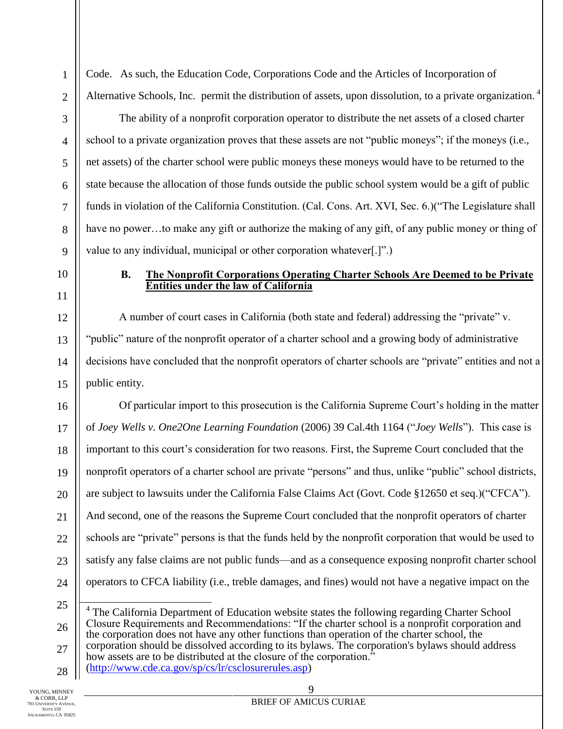Code. As such, the Education Code, Corporations Code and the Articles of Incorporation of Alternative Schools, Inc. permit the distribution of assets, upon dissolution, to a private organization.[4]

The ability of a nonprofit corporation operator to distribute the net assets of a closed charter school to a private organization proves that these assets are not "public moneys"; if the moneys (i.e., net assets) of the charter school were public moneys these moneys would have to be returned to the state because the allocation of those funds outside the public school system would be a gift of public funds in violation of the California Constitution. (Cal. Cons. Art. XVI, Sec. 6.)("The Legislature shall have no power…to make any gift or authorize the making of any gift, of any public money or thing of value to any individual, municipal or other corporation whatever[.]".)

### B. <u>The Nonprofit Corporations Operating Charter Schools Are Deemed to be Private Entities under the law of California</u>

A number of court cases in California (both state and federal) addressing the "private" v. "public" nature of the nonprofit operator of a charter school and a growing body of administrative decisions have concluded that the nonprofit operators of charter schools are "private" entities and not a public entity.

Of particular import to this prosecution is the California Supreme Court's holding in the matter of *Joey Wells v. One2One Learning Foundation* (2006) 39 Cal.4th 1164 ("*Joey Wells*"). This case is important to this court's consideration for two reasons. First, the Supreme Court concluded that the nonprofit operators of a charter school are private "persons" and thus, unlike "public" school districts, are subject to lawsuits under the California False Claims Act (Govt. Code §12650 et seq.)("CFCA"). And second, one of the reasons the Supreme Court concluded that the nonprofit operators of charter schools are "private" persons is that the funds held by the nonprofit corporation that would be used to satisfy any false claims are not public funds—and as a consequence exposing nonprofit charter school operators to CFCA liability (i.e., treble damages, and fines) would not have a negative impact on the

---

[4] The California Department of Education website states the following regarding Charter School Closure Requirements and Recommendations: "If the charter school is a nonprofit corporation and the corporation does not have any other functions than operation of the charter school, the corporation should be dissolved according to its bylaws. The corporation's bylaws should address how assets are to be distributed at the closure of the corporation." (http://www.cde.ca.gov/sp/cs/lr/csclosurerules.asp)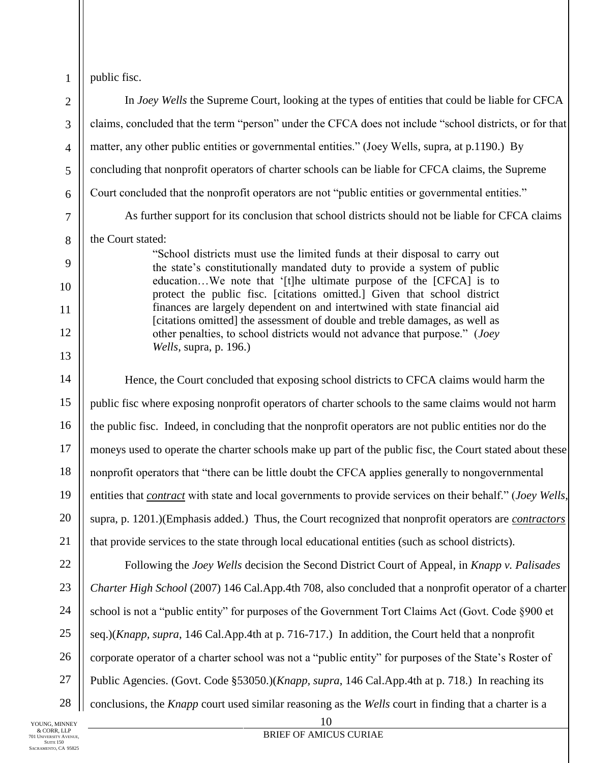public fisc.

In *Joey Wells* the Supreme Court, looking at the types of entities that could be liable for CFCA claims, concluded that the term "person" under the CFCA does not include "school districts, or for that matter, any other public entities or governmental entities." (Joey Wells, supra, at p.1190.) By concluding that nonprofit operators of charter schools can be liable for CFCA claims, the Supreme Court concluded that the nonprofit operators are not "public entities or governmental entities."

As further support for its conclusion that school districts should not be liable for CFCA claims the Court stated:

> "School districts must use the limited funds at their disposal to carry out the state's constitutionally mandated duty to provide a system of public education…We note that '[t]he ultimate purpose of the [CFCA] is to protect the public fisc. [citations omitted.] Given that school district finances are largely dependent on and intertwined with state financial aid [citations omitted] the assessment of double and treble damages, as well as other penalties, to school districts would not advance that purpose." (*Joey Wells*, supra, p. 196.)

Hence, the Court concluded that exposing school districts to CFCA claims would harm the public fisc where exposing nonprofit operators of charter schools to the same claims would not harm the public fisc. Indeed, in concluding that the nonprofit operators are not public entities nor do the moneys used to operate the charter schools make up part of the public fisc, the Court stated about these nonprofit operators that "there can be little doubt the CFCA applies generally to nongovernmental entities that ***contract*** with state and local governments to provide services on their behalf." (*Joey Wells*, supra, p. 1201.)(Emphasis added.) Thus, the Court recognized that nonprofit operators are ***contractors*** that provide services to the state through local educational entities (such as school districts).

Following the *Joey Wells* decision the Second District Court of Appeal, in *Knapp v. Palisades Charter High School* (2007) 146 Cal.App.4th 708, also concluded that a nonprofit operator of a charter school is not a "public entity" for purposes of the Government Tort Claims Act (Govt. Code §900 et seq.)(*Knapp, supra*, 146 Cal.App.4th at p. 716-717.) In addition, the Court held that a nonprofit corporate operator of a charter school was not a "public entity" for purposes of the State's Roster of Public Agencies. (Govt. Code §53050.)(*Knapp, supra*, 146 Cal.App.4th at p. 718.) In reaching its conclusions, the *Knapp* court used similar reasoning as the *Wells* court in finding that a charter is a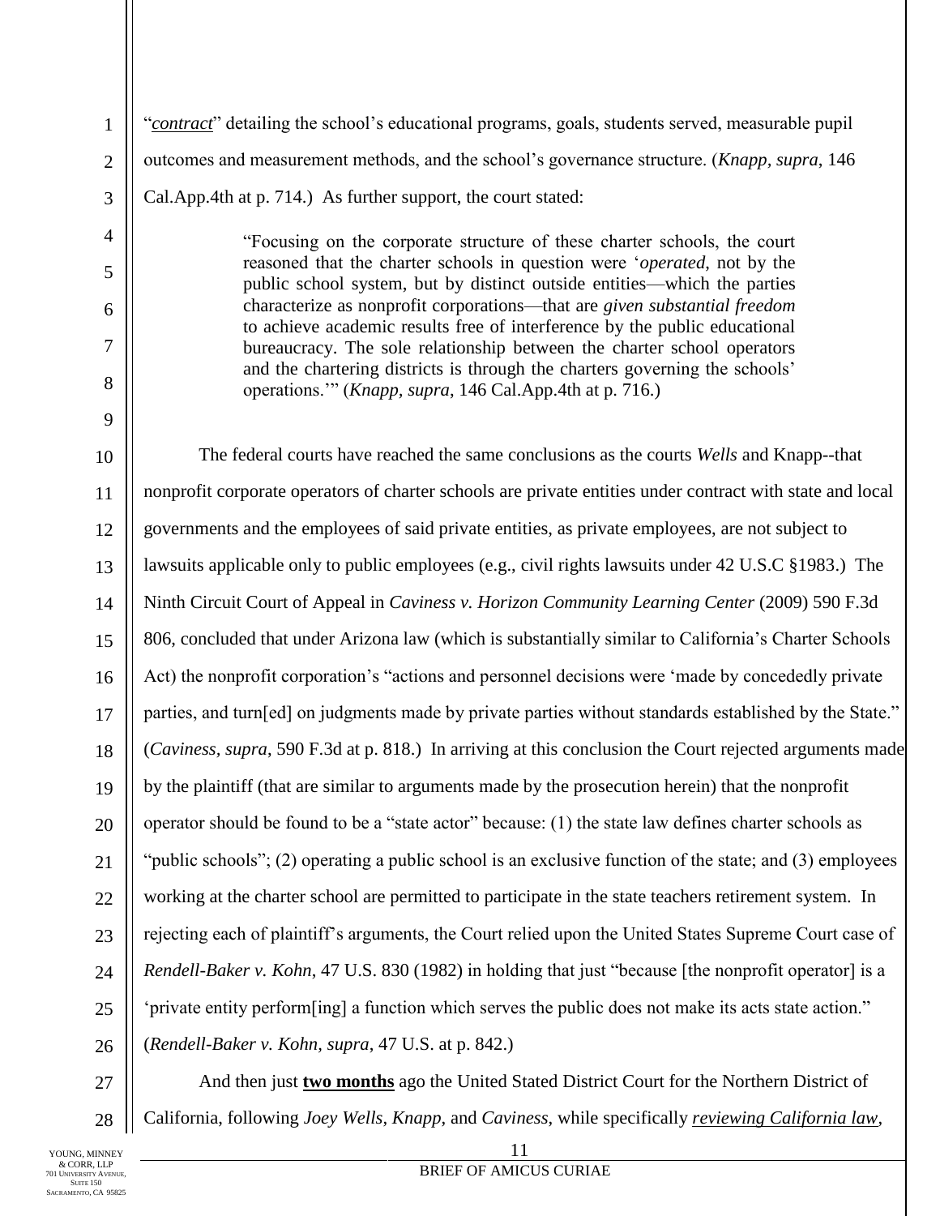"*contract*" detailing the school's educational programs, goals, students served, measurable pupil outcomes and measurement methods, and the school's governance structure. (*Knapp, supra*, 146 Cal.App.4th at p. 714.) As further support, the court stated:

> "Focusing on the corporate structure of these charter schools, the court reasoned that the charter schools in question were '*operated*, not by the public school system, but by distinct outside entities—which the parties characterize as nonprofit corporations—that are *given substantial freedom* to achieve academic results free of interference by the public educational bureaucracy. The sole relationship between the charter school operators and the chartering districts is through the charters governing the schools' operations.'" (*Knapp, supra*, 146 Cal.App.4th at p. 716.)

The federal courts have reached the same conclusions as the courts *Wells* and Knapp--that nonprofit corporate operators of charter schools are private entities under contract with state and local governments and the employees of said private entities, as private employees, are not subject to lawsuits applicable only to public employees (e.g., civil rights lawsuits under 42 U.S.C §1983.) The Ninth Circuit Court of Appeal in *Caviness v. Horizon Community Learning Center* (2009) 590 F.3d 806, concluded that under Arizona law (which is substantially similar to California's Charter Schools Act) the nonprofit corporation's "actions and personnel decisions were 'made by concededly private parties, and turn[ed] on judgments made by private parties without standards established by the State." (*Caviness, supra*, 590 F.3d at p. 818.) In arriving at this conclusion the Court rejected arguments made by the plaintiff (that are similar to arguments made by the prosecution herein) that the nonprofit operator should be found to be a "state actor" because: (1) the state law defines charter schools as "public schools"; (2) operating a public school is an exclusive function of the state; and (3) employees working at the charter school are permitted to participate in the state teachers retirement system. In rejecting each of plaintiff's arguments, the Court relied upon the United States Supreme Court case of *Rendell-Baker v. Kohn*, 47 U.S. 830 (1982) in holding that just "because [the nonprofit operator] is a 'private entity perform[ing] a function which serves the public does not make its acts state action." (*Rendell-Baker v. Kohn, supra*, 47 U.S. at p. 842.)

And then just **two months** ago the United Stated District Court for the Northern District of California, following *Joey Wells*, *Knapp*, and *Caviness*, while specifically *reviewing California law*,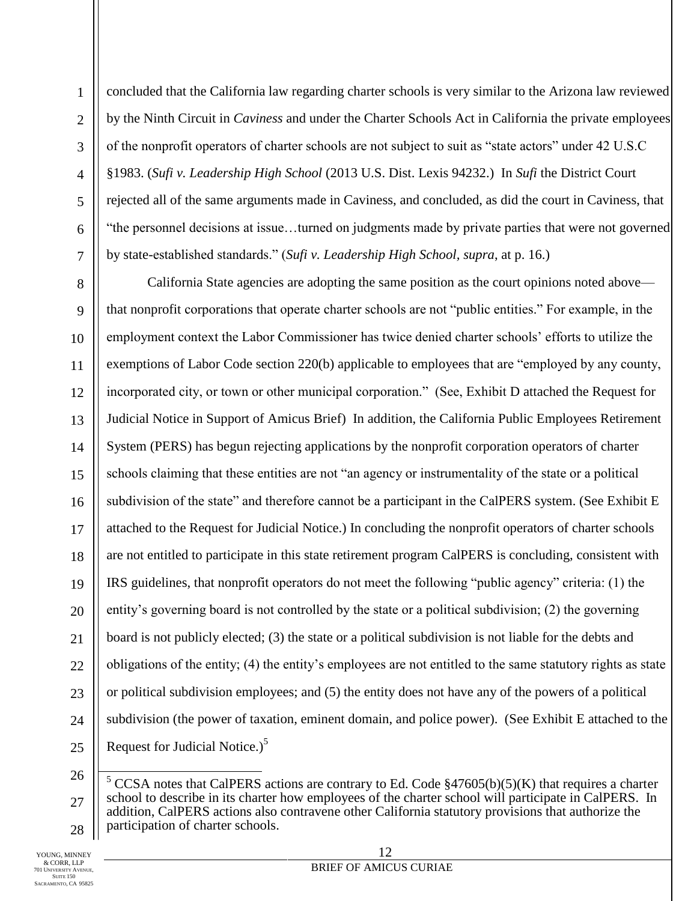concluded that the California law regarding charter schools is very similar to the Arizona law reviewed by the Ninth Circuit in *Caviness* and under the Charter Schools Act in California the private employees of the nonprofit operators of charter schools are not subject to suit as "state actors" under 42 U.S.C §1983. (*Sufi v. Leadership High School* (2013 U.S. Dist. Lexis 94232.) In *Sufi* the District Court rejected all of the same arguments made in Caviness, and concluded, as did the court in Caviness, that "the personnel decisions at issue…turned on judgments made by private parties that were not governed by state-established standards." (*Sufi v. Leadership High School, supra*, at p. 16.)

California State agencies are adopting the same position as the court opinions noted above—that nonprofit corporations that operate charter schools are not "public entities." For example, in the employment context the Labor Commissioner has twice denied charter schools' efforts to utilize the exemptions of Labor Code section 220(b) applicable to employees that are "employed by any county, incorporated city, or town or other municipal corporation." (See, Exhibit D attached the Request for Judicial Notice in Support of Amicus Brief) In addition, the California Public Employees Retirement System (PERS) has begun rejecting applications by the nonprofit corporation operators of charter schools claiming that these entities are not "an agency or instrumentality of the state or a political subdivision of the state" and therefore cannot be a participant in the CalPERS system. (See Exhibit E attached to the Request for Judicial Notice.) In concluding the nonprofit operators of charter schools are not entitled to participate in this state retirement program CalPERS is concluding, consistent with IRS guidelines, that nonprofit operators do not meet the following "public agency" criteria: (1) the entity's governing board is not controlled by the state or a political subdivision; (2) the governing board is not publicly elected; (3) the state or a political subdivision is not liable for the debts and obligations of the entity; (4) the entity's employees are not entitled to the same statutory rights as state or political subdivision employees; and (5) the entity does not have any of the powers of a political subdivision (the power of taxation, eminent domain, and police power). (See Exhibit E attached to the Request for Judicial Notice.)[5]

---

[5] CCSA notes that CalPERS actions are contrary to Ed. Code §47605(b)(5)(K) that requires a charter school to describe in its charter how employees of the charter school will participate in CalPERS. In addition, CalPERS actions also contravene other California statutory provisions that authorize the participation of charter schools.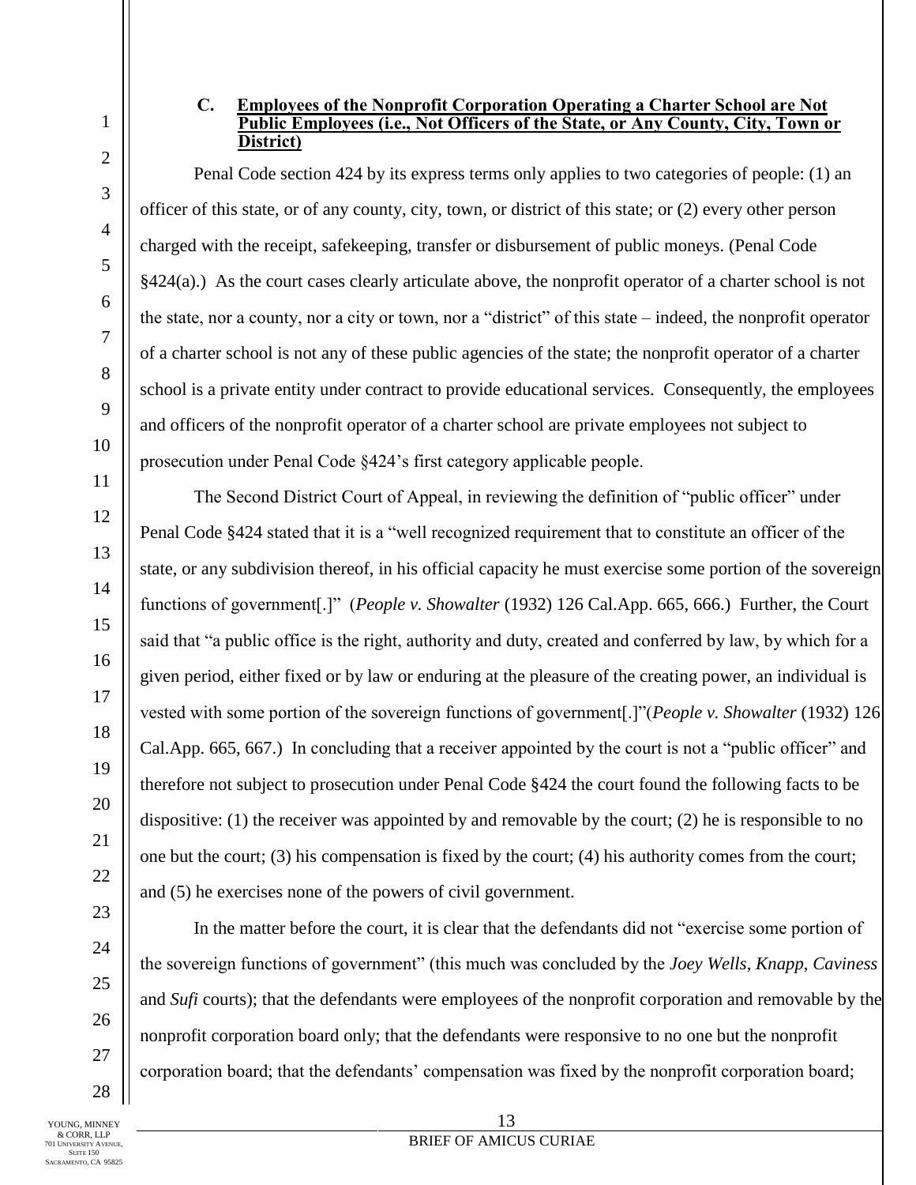### C. Employees of the Nonprofit Corporation Operating a Charter School are Not Public Employees (i.e., Not Officers of the State, or Any County, City, Town or District)

Penal Code section 424 by its express terms only applies to two categories of people: (1) an officer of this state, or of any county, city, town, or district of this state; or (2) every other person charged with the receipt, safekeeping, transfer or disbursement of public moneys. (Penal Code §424(a).) As the court cases clearly articulate above, the nonprofit operator of a charter school is not the state, nor a county, nor a city or town, nor a "district" of this state – indeed, the nonprofit operator of a charter school is not any of these public agencies of the state; the nonprofit operator of a charter school is a private entity under contract to provide educational services. Consequently, the employees and officers of the nonprofit operator of a charter school are private employees not subject to prosecution under Penal Code §424's first category applicable people.

The Second District Court of Appeal, in reviewing the definition of "public officer" under Penal Code §424 stated that it is a "well recognized requirement that to constitute an officer of the state, or any subdivision thereof, in his official capacity he must exercise some portion of the sovereign functions of government[.]" (*People v. Showalter* (1932) 126 Cal.App. 665, 666.) Further, the Court said that "a public office is the right, authority and duty, created and conferred by law, by which for a given period, either fixed or by law or enduring at the pleasure of the creating power, an individual is vested with some portion of the sovereign functions of government[.]"(*People v. Showalter* (1932) 126 Cal.App. 665, 667.) In concluding that a receiver appointed by the court is not a "public officer" and therefore not subject to prosecution under Penal Code §424 the court found the following facts to be dispositive: (1) the receiver was appointed by and removable by the court; (2) he is responsible to no one but the court; (3) his compensation is fixed by the court; (4) his authority comes from the court; and (5) he exercises none of the powers of civil government.

In the matter before the court, it is clear that the defendants did not "exercise some portion of the sovereign functions of government" (this much was concluded by the *Joey Wells*, *Knapp*, *Caviness* and *Sufi* courts); that the defendants were employees of the nonprofit corporation and removable by the nonprofit corporation board only; that the defendants were responsive to no one but the nonprofit corporation board; that the defendants' compensation was fixed by the nonprofit corporation board;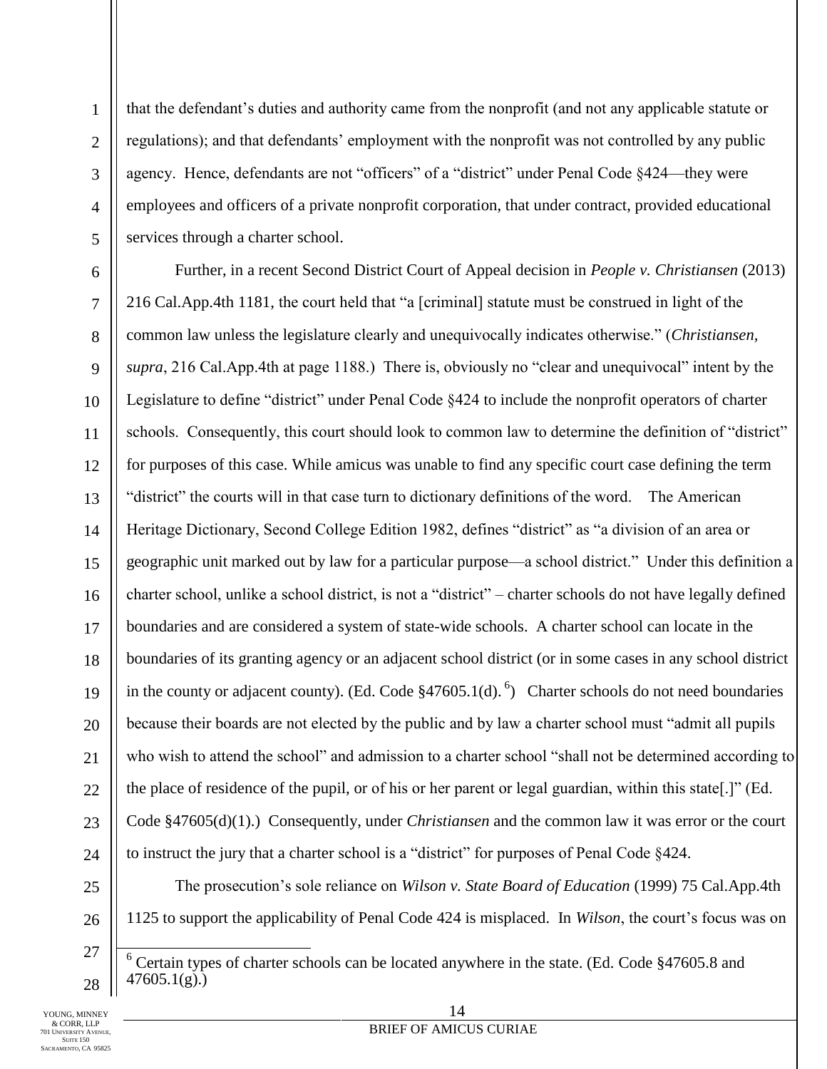that the defendant's duties and authority came from the nonprofit (and not any applicable statute or regulations); and that defendants' employment with the nonprofit was not controlled by any public agency. Hence, defendants are not "officers" of a "district" under Penal Code §424—they were employees and officers of a private nonprofit corporation, that under contract, provided educational services through a charter school.

Further, in a recent Second District Court of Appeal decision in *People v. Christiansen* (2013) 216 Cal.App.4th 1181, the court held that "a [criminal] statute must be construed in light of the common law unless the legislature clearly and unequivocally indicates otherwise." (*Christiansen, supra*, 216 Cal.App.4th at page 1188.) There is, obviously no "clear and unequivocal" intent by the Legislature to define "district" under Penal Code §424 to include the nonprofit operators of charter schools. Consequently, this court should look to common law to determine the definition of "district" for purposes of this case. While amicus was unable to find any specific court case defining the term "district" the courts will in that case turn to dictionary definitions of the word. The American Heritage Dictionary, Second College Edition 1982, defines "district" as "a division of an area or geographic unit marked out by law for a particular purpose—a school district." Under this definition a charter school, unlike a school district, is not a "district" – charter schools do not have legally defined boundaries and are considered a system of state-wide schools. A charter school can locate in the boundaries of its granting agency or an adjacent school district (or in some cases in any school district in the county or adjacent county). (Ed. Code §47605.1(d). [6]) Charter schools do not need boundaries because their boards are not elected by the public and by law a charter school must "admit all pupils who wish to attend the school" and admission to a charter school "shall not be determined according to the place of residence of the pupil, or of his or her parent or legal guardian, within this state[.]" (Ed. Code §47605(d)(1).) Consequently, under *Christiansen* and the common law it was error or the court to instruct the jury that a charter school is a "district" for purposes of Penal Code §424.

The prosecution's sole reliance on *Wilson v. State Board of Education* (1999) 75 Cal.App.4th 1125 to support the applicability of Penal Code 424 is misplaced. In *Wilson*, the court's focus was on

[6] Certain types of charter schools can be located anywhere in the state. (Ed. Code §47605.8 and 47605.1(g).)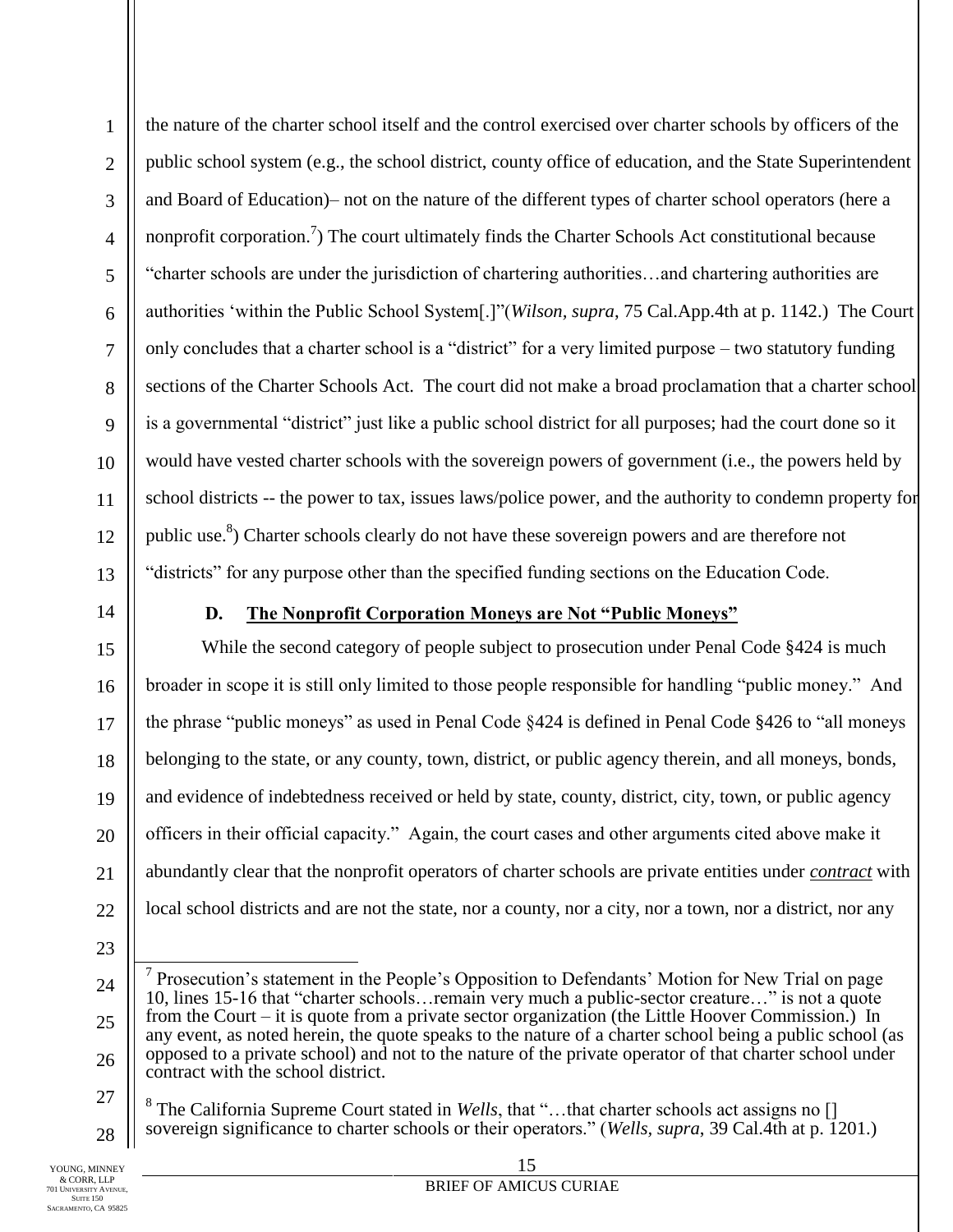the nature of the charter school itself and the control exercised over charter schools by officers of the public school system (e.g., the school district, county office of education, and the State Superintendent and Board of Education)– not on the nature of the different types of charter school operators (here a nonprofit corporation.[7]) The court ultimately finds the Charter Schools Act constitutional because "charter schools are under the jurisdiction of chartering authorities…and chartering authorities are authorities 'within the Public School System[.]"(*Wilson, supra*, 75 Cal.App.4th at p. 1142.) The Court only concludes that a charter school is a "district" for a very limited purpose – two statutory funding sections of the Charter Schools Act. The court did not make a broad proclamation that a charter school is a governmental "district" just like a public school district for all purposes; had the court done so it would have vested charter schools with the sovereign powers of government (i.e., the powers held by school districts -- the power to tax, issues laws/police power, and the authority to condemn property for public use.[8]) Charter schools clearly do not have these sovereign powers and are therefore not "districts" for any purpose other than the specified funding sections on the Education Code.

### D. The Nonprofit Corporation Moneys are Not "Public Moneys"

While the second category of people subject to prosecution under Penal Code §424 is much broader in scope it is still only limited to those people responsible for handling "public money." And the phrase "public moneys" as used in Penal Code §424 is defined in Penal Code §426 to "all moneys belonging to the state, or any county, town, district, or public agency therein, and all moneys, bonds, and evidence of indebtedness received or held by state, county, district, city, town, or public agency officers in their official capacity." Again, the court cases and other arguments cited above make it abundantly clear that the nonprofit operators of charter schools are private entities under ***contract*** with local school districts and are not the state, nor a county, nor a city, nor a town, nor a district, nor any

---

[7] Prosecution's statement in the People's Opposition to Defendants' Motion for New Trial on page 10, lines 15-16 that "charter schools…remain very much a public-sector creature…" is not a quote from the Court – it is quote from a private sector organization (the Little Hoover Commission.) In any event, as noted herein, the quote speaks to the nature of a charter school being a public school (as opposed to a private school) and not to the nature of the private operator of that charter school under contract with the school district.

[8] The California Supreme Court stated in *Wells*, that "…that charter schools act assigns no [] sovereign significance to charter schools or their operators." (*Wells, supra*, 39 Cal.4th at p. 1201.)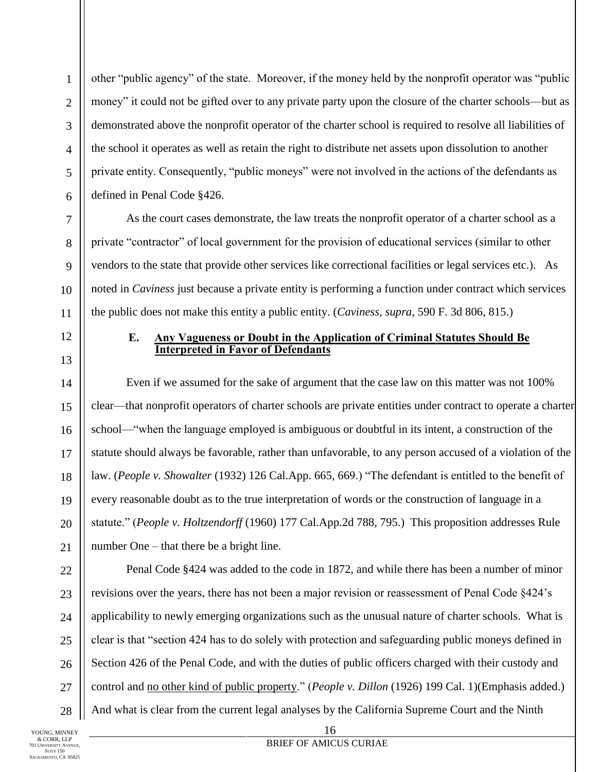other "public agency" of the state. Moreover, if the money held by the nonprofit operator was "public money" it could not be gifted over to any private party upon the closure of the charter schools—but as demonstrated above the nonprofit operator of the charter school is required to resolve all liabilities of the school it operates as well as retain the right to distribute net assets upon dissolution to another private entity. Consequently, "public moneys" were not involved in the actions of the defendants as defined in Penal Code §426.

As the court cases demonstrate, the law treats the nonprofit operator of a charter school as a private "contractor" of local government for the provision of educational services (similar to other vendors to the state that provide other services like correctional facilities or legal services etc.). As noted in *Caviness* just because a private entity is performing a function under contract which services the public does not make this entity a public entity. (*Caviness, supra*, 590 F. 3d 806, 815.)

### E. Any Vagueness or Doubt in the Application of Criminal Statutes Should Be Interpreted in Favor of Defendants

Even if we assumed for the sake of argument that the case law on this matter was not 100% clear—that nonprofit operators of charter schools are private entities under contract to operate a charter school—"when the language employed is ambiguous or doubtful in its intent, a construction of the statute should always be favorable, rather than unfavorable, to any person accused of a violation of the law. (*People v. Showalter* (1932) 126 Cal.App. 665, 669.) "The defendant is entitled to the benefit of every reasonable doubt as to the true interpretation of words or the construction of language in a statute." (*People v. Holtzendorff* (1960) 177 Cal.App.2d 788, 795.) This proposition addresses Rule number One – that there be a bright line.

Penal Code §424 was added to the code in 1872, and while there has been a number of minor revisions over the years, there has not been a major revision or reassessment of Penal Code §424's applicability to newly emerging organizations such as the unusual nature of charter schools. What is clear is that "section 424 has to do solely with protection and safeguarding public moneys defined in Section 426 of the Penal Code, and with the duties of public officers charged with their custody and control and <u>no other kind of public property</u>." (*People v. Dillon* (1926) 199 Cal. 1)(Emphasis added.) And what is clear from the current legal analyses by the California Supreme Court and the Ninth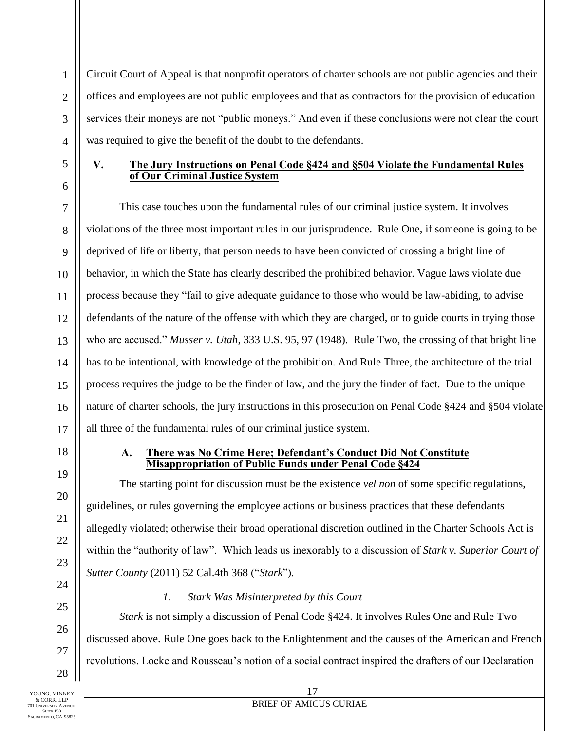Circuit Court of Appeal is that nonprofit operators of charter schools are not public agencies and their offices and employees are not public employees and that as contractors for the provision of education services their moneys are not "public moneys." And even if these conclusions were not clear the court was required to give the benefit of the doubt to the defendants.

## V. The Jury Instructions on Penal Code §424 and §504 Violate the Fundamental Rules of Our Criminal Justice System

This case touches upon the fundamental rules of our criminal justice system. It involves violations of the three most important rules in our jurisprudence. Rule One, if someone is going to be deprived of life or liberty, that person needs to have been convicted of crossing a bright line of behavior, in which the State has clearly described the prohibited behavior. Vague laws violate due process because they "fail to give adequate guidance to those who would be law-abiding, to advise defendants of the nature of the offense with which they are charged, or to guide courts in trying those who are accused." *Musser v. Utah*, 333 U.S. 95, 97 (1948). Rule Two, the crossing of that bright line has to be intentional, with knowledge of the prohibition. And Rule Three, the architecture of the trial process requires the judge to be the finder of law, and the jury the finder of fact. Due to the unique nature of charter schools, the jury instructions in this prosecution on Penal Code §424 and §504 violate all three of the fundamental rules of our criminal justice system.

### A. There was No Crime Here; Defendant's Conduct Did Not Constitute Misappropriation of Public Funds under Penal Code §424

The starting point for discussion must be the existence *vel non* of some specific regulations, guidelines, or rules governing the employee actions or business practices that these defendants allegedly violated; otherwise their broad operational discretion outlined in the Charter Schools Act is within the "authority of law". Which leads us inexorably to a discussion of *Stark v. Superior Court of Sutter County* (2011) 52 Cal.4th 368 ("*Stark*").

#### *1. Stark Was Misinterpreted by this Court*

*Stark* is not simply a discussion of Penal Code §424. It involves Rules One and Rule Two discussed above. Rule One goes back to the Enlightenment and the causes of the American and French revolutions. Locke and Rousseau's notion of a social contract inspired the drafters of our Declaration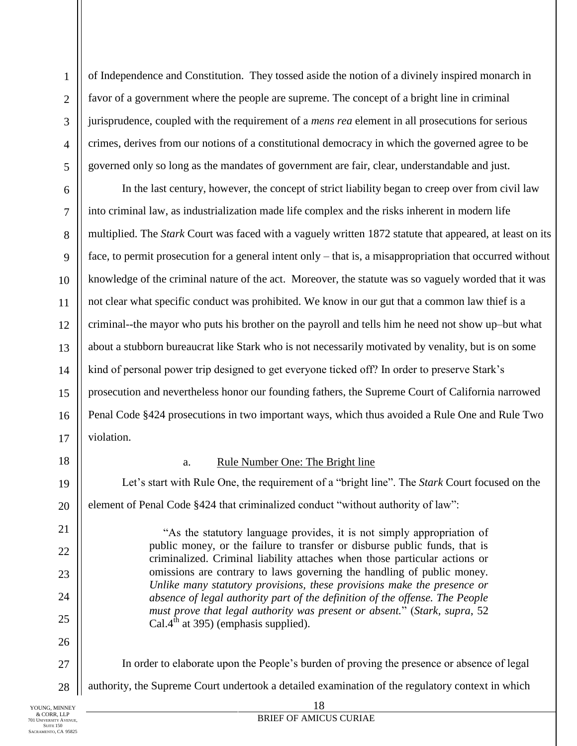of Independence and Constitution. They tossed aside the notion of a divinely inspired monarch in favor of a government where the people are supreme. The concept of a bright line in criminal jurisprudence, coupled with the requirement of a *mens rea* element in all prosecutions for serious crimes, derives from our notions of a constitutional democracy in which the governed agree to be governed only so long as the mandates of government are fair, clear, understandable and just.

In the last century, however, the concept of strict liability began to creep over from civil law into criminal law, as industrialization made life complex and the risks inherent in modern life multiplied. The *Stark* Court was faced with a vaguely written 1872 statute that appeared, at least on its face, to permit prosecution for a general intent only – that is, a misappropriation that occurred without knowledge of the criminal nature of the act. Moreover, the statute was so vaguely worded that it was not clear what specific conduct was prohibited. We know in our gut that a common law thief is a criminal--the mayor who puts his brother on the payroll and tells him he need not show up–but what about a stubborn bureaucrat like Stark who is not necessarily motivated by venality, but is on some kind of personal power trip designed to get everyone ticked off? In order to preserve Stark's prosecution and nevertheless honor our founding fathers, the Supreme Court of California narrowed Penal Code §424 prosecutions in two important ways, which thus avoided a Rule One and Rule Two violation.

a. Rule Number One: The Bright line

Let's start with Rule One, the requirement of a "bright line". The *Stark* Court focused on the element of Penal Code §424 that criminalized conduct "without authority of law":

> "As the statutory language provides, it is not simply appropriation of public money, or the failure to transfer or disburse public funds, that is criminalized. Criminal liability attaches when those particular actions or omissions are contrary to laws governing the handling of public money. *Unlike many statutory provisions, these provisions make the presence or absence of legal authority part of the definition of the offense. The People must prove that legal authority was present or absent.*" (*Stark*, *supra*, 52 Cal.4th at 395) (emphasis supplied).

In order to elaborate upon the People's burden of proving the presence or absence of legal authority, the Supreme Court undertook a detailed examination of the regulatory context in which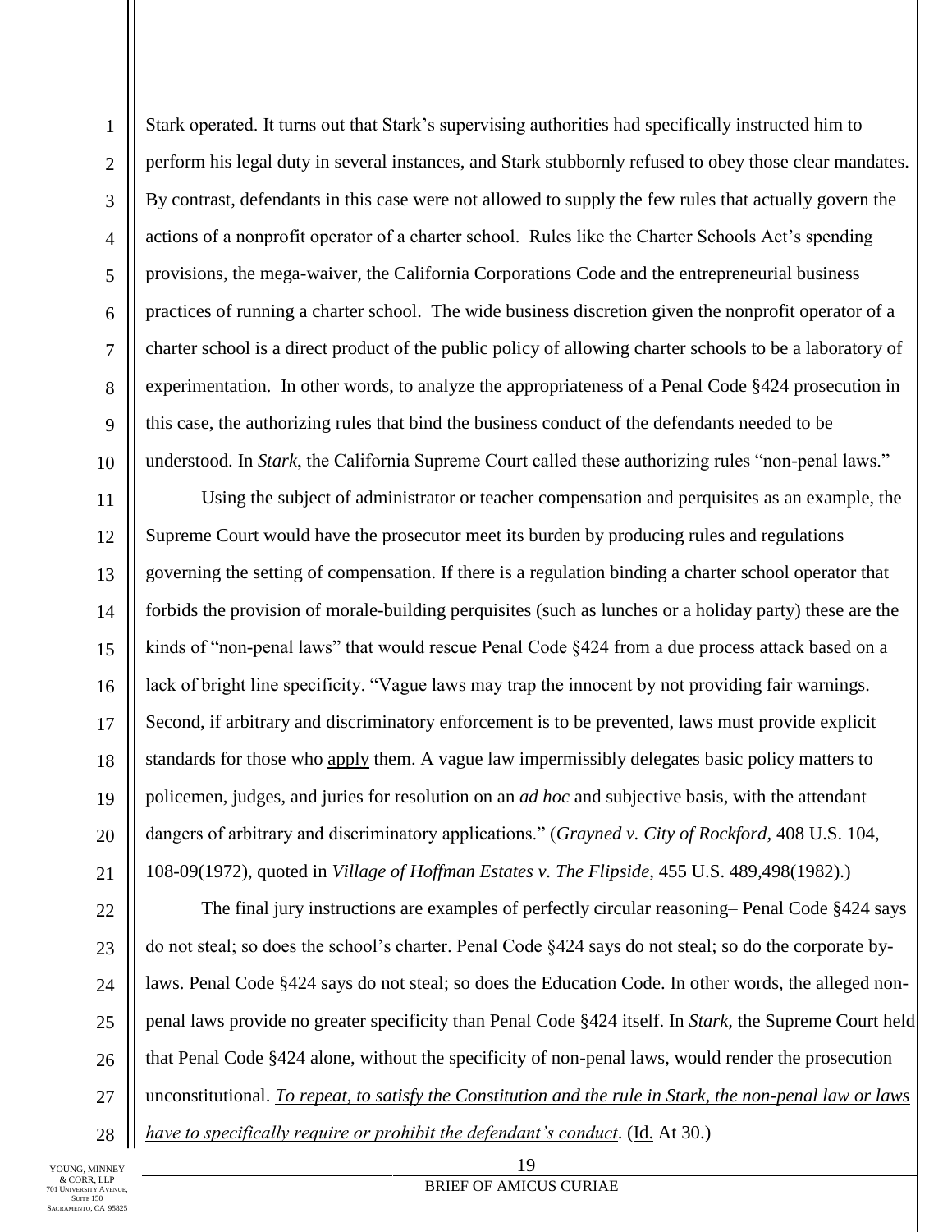Stark operated. It turns out that Stark's supervising authorities had specifically instructed him to perform his legal duty in several instances, and Stark stubbornly refused to obey those clear mandates. By contrast, defendants in this case were not allowed to supply the few rules that actually govern the actions of a nonprofit operator of a charter school. Rules like the Charter Schools Act's spending provisions, the mega-waiver, the California Corporations Code and the entrepreneurial business practices of running a charter school. The wide business discretion given the nonprofit operator of a charter school is a direct product of the public policy of allowing charter schools to be a laboratory of experimentation. In other words, to analyze the appropriateness of a Penal Code §424 prosecution in this case, the authorizing rules that bind the business conduct of the defendants needed to be understood. In *Stark*, the California Supreme Court called these authorizing rules "non-penal laws."

Using the subject of administrator or teacher compensation and perquisites as an example, the Supreme Court would have the prosecutor meet its burden by producing rules and regulations governing the setting of compensation. If there is a regulation binding a charter school operator that forbids the provision of morale-building perquisites (such as lunches or a holiday party) these are the kinds of "non-penal laws" that would rescue Penal Code §424 from a due process attack based on a lack of bright line specificity. "Vague laws may trap the innocent by not providing fair warnings. Second, if arbitrary and discriminatory enforcement is to be prevented, laws must provide explicit standards for those who <u>apply</u> them. A vague law impermissibly delegates basic policy matters to policemen, judges, and juries for resolution on an *ad hoc* and subjective basis, with the attendant dangers of arbitrary and discriminatory applications." (*Grayned v. City of Rockford*, 408 U.S. 104, 108-09(1972), quoted in *Village of Hoffman Estates v. The Flipside*, 455 U.S. 489,498(1982).)

The final jury instructions are examples of perfectly circular reasoning– Penal Code §424 says do not steal; so does the school's charter. Penal Code §424 says do not steal; so do the corporate by-laws. Penal Code §424 says do not steal; so does the Education Code. In other words, the alleged non-penal laws provide no greater specificity than Penal Code §424 itself. In *Stark,* the Supreme Court held that Penal Code §424 alone, without the specificity of non-penal laws, would render the prosecution unconstitutional. <u>*To repeat, to satisfy the Constitution and the rule in Stark, the non-penal law or laws have to specifically require or prohibit the defendant's conduct*</u>. (<u>Id.</u> At 30.)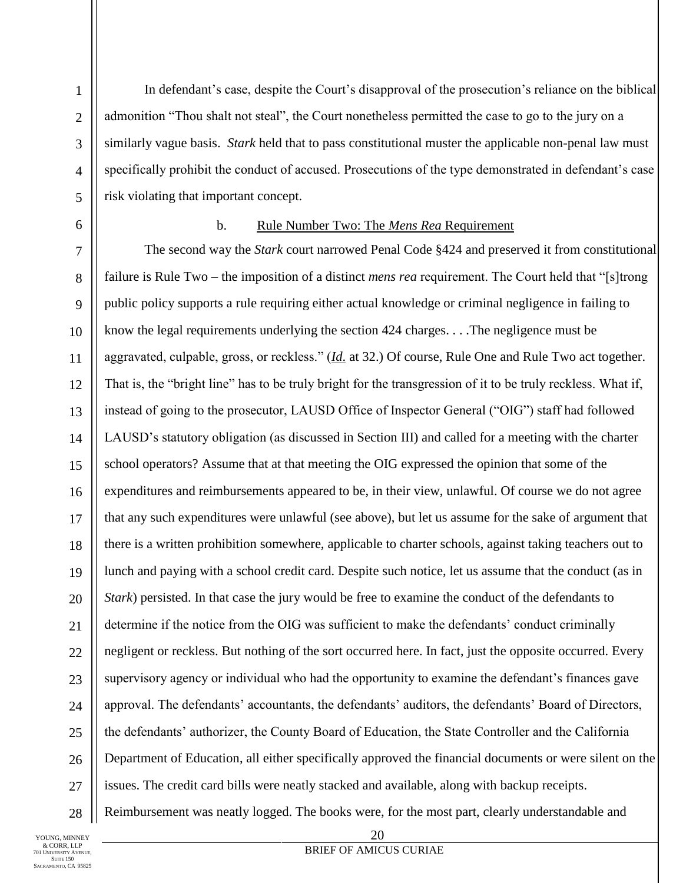In defendant's case, despite the Court's disapproval of the prosecution's reliance on the biblical admonition "Thou shalt not steal", the Court nonetheless permitted the case to go to the jury on a similarly vague basis. *Stark* held that to pass constitutional muster the applicable non-penal law must specifically prohibit the conduct of accused. Prosecutions of the type demonstrated in defendant's case risk violating that important concept.

b. Rule Number Two: The *Mens Rea* Requirement

The second way the *Stark* court narrowed Penal Code §424 and preserved it from constitutional failure is Rule Two – the imposition of a distinct *mens rea* requirement. The Court held that "[s]trong public policy supports a rule requiring either actual knowledge or criminal negligence in failing to know the legal requirements underlying the section 424 charges. . . .The negligence must be aggravated, culpable, gross, or reckless." (*Id.* at 32.) Of course, Rule One and Rule Two act together. That is, the "bright line" has to be truly bright for the transgression of it to be truly reckless. What if, instead of going to the prosecutor, LAUSD Office of Inspector General ("OIG") staff had followed LAUSD's statutory obligation (as discussed in Section III) and called for a meeting with the charter school operators? Assume that at that meeting the OIG expressed the opinion that some of the expenditures and reimbursements appeared to be, in their view, unlawful. Of course we do not agree that any such expenditures were unlawful (see above), but let us assume for the sake of argument that there is a written prohibition somewhere, applicable to charter schools, against taking teachers out to lunch and paying with a school credit card. Despite such notice, let us assume that the conduct (as in *Stark*) persisted. In that case the jury would be free to examine the conduct of the defendants to determine if the notice from the OIG was sufficient to make the defendants' conduct criminally negligent or reckless. But nothing of the sort occurred here. In fact, just the opposite occurred. Every supervisory agency or individual who had the opportunity to examine the defendant's finances gave approval. The defendants' accountants, the defendants' auditors, the defendants' Board of Directors, the defendants' authorizer, the County Board of Education, the State Controller and the California Department of Education, all either specifically approved the financial documents or were silent on the issues. The credit card bills were neatly stacked and available, along with backup receipts. Reimbursement was neatly logged. The books were, for the most part, clearly understandable and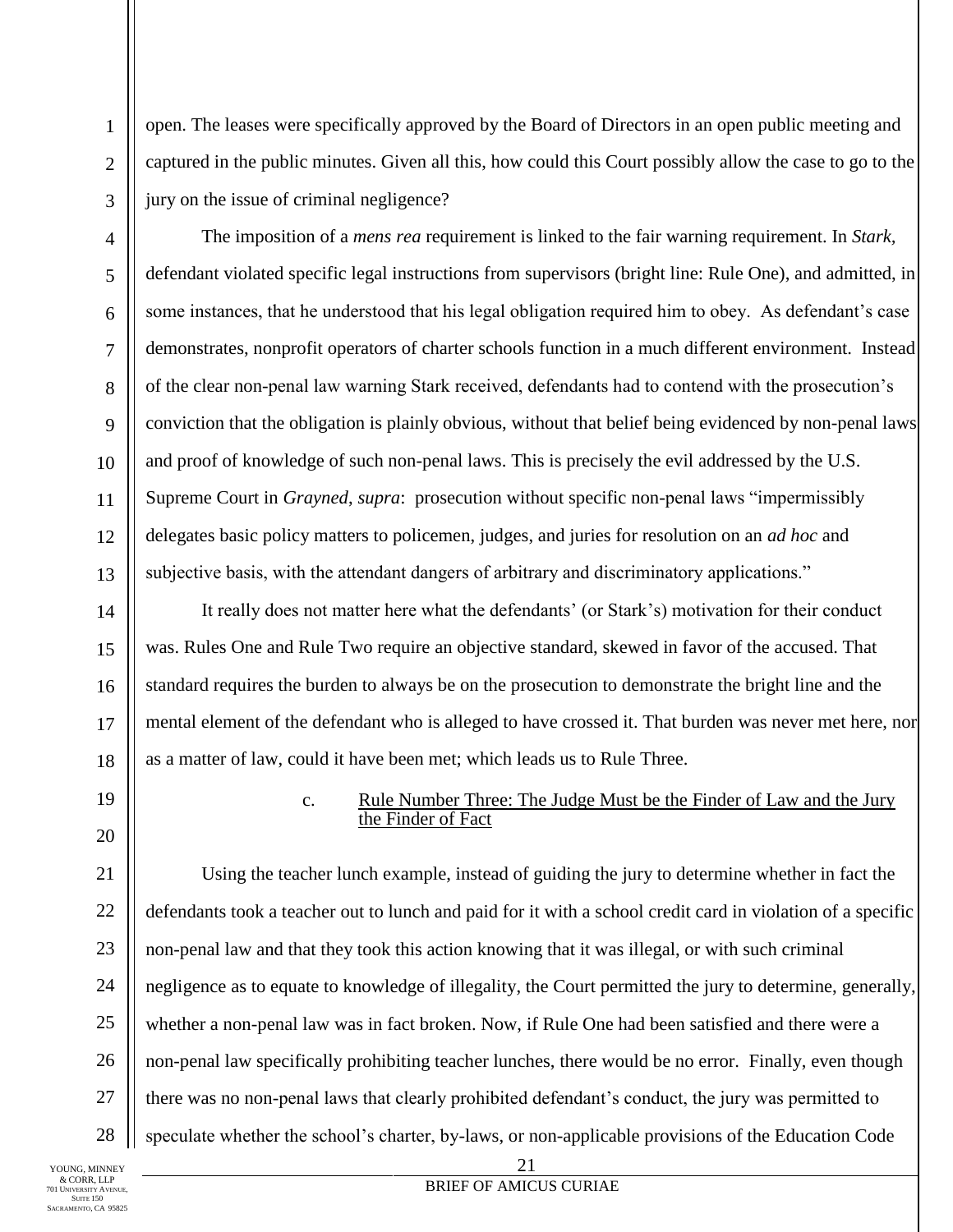open. The leases were specifically approved by the Board of Directors in an open public meeting and captured in the public minutes. Given all this, how could this Court possibly allow the case to go to the jury on the issue of criminal negligence?

The imposition of a *mens rea* requirement is linked to the fair warning requirement. In *Stark,* defendant violated specific legal instructions from supervisors (bright line: Rule One), and admitted, in some instances, that he understood that his legal obligation required him to obey. As defendant's case demonstrates, nonprofit operators of charter schools function in a much different environment. Instead of the clear non-penal law warning Stark received, defendants had to contend with the prosecution's conviction that the obligation is plainly obvious, without that belief being evidenced by non-penal laws and proof of knowledge of such non-penal laws. This is precisely the evil addressed by the U.S. Supreme Court in *Grayned*, *supra*: prosecution without specific non-penal laws "impermissibly delegates basic policy matters to policemen, judges, and juries for resolution on an *ad hoc* and subjective basis, with the attendant dangers of arbitrary and discriminatory applications."

It really does not matter here what the defendants' (or Stark's) motivation for their conduct was. Rules One and Rule Two require an objective standard, skewed in favor of the accused. That standard requires the burden to always be on the prosecution to demonstrate the bright line and the mental element of the defendant who is alleged to have crossed it. That burden was never met here, nor as a matter of law, could it have been met; which leads us to Rule Three.

c. Rule Number Three: The Judge Must be the Finder of Law and the Jury the Finder of Fact

Using the teacher lunch example, instead of guiding the jury to determine whether in fact the defendants took a teacher out to lunch and paid for it with a school credit card in violation of a specific non-penal law and that they took this action knowing that it was illegal, or with such criminal negligence as to equate to knowledge of illegality, the Court permitted the jury to determine, generally, whether a non-penal law was in fact broken. Now, if Rule One had been satisfied and there were a non-penal law specifically prohibiting teacher lunches, there would be no error. Finally, even though there was no non-penal laws that clearly prohibited defendant's conduct, the jury was permitted to speculate whether the school's charter, by-laws, or non-applicable provisions of the Education Code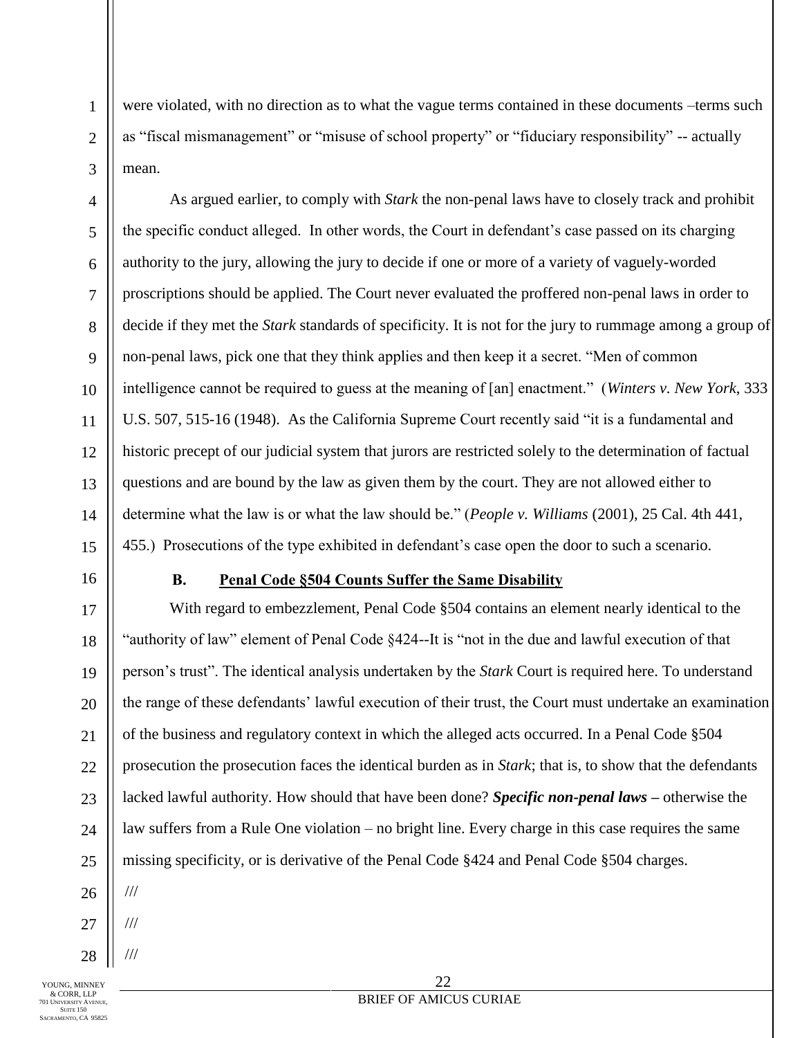were violated, with no direction as to what the vague terms contained in these documents –terms such as "fiscal mismanagement" or "misuse of school property" or "fiduciary responsibility" -- actually mean.

As argued earlier, to comply with *Stark* the non-penal laws have to closely track and prohibit the specific conduct alleged. In other words, the Court in defendant's case passed on its charging authority to the jury, allowing the jury to decide if one or more of a variety of vaguely-worded proscriptions should be applied. The Court never evaluated the proffered non-penal laws in order to decide if they met the *Stark* standards of specificity. It is not for the jury to rummage among a group of non-penal laws, pick one that they think applies and then keep it a secret. "Men of common intelligence cannot be required to guess at the meaning of [an] enactment." (*Winters v. New York*, 333 U.S. 507, 515-16 (1948). As the California Supreme Court recently said "it is a fundamental and historic precept of our judicial system that jurors are restricted solely to the determination of factual questions and are bound by the law as given them by the court. They are not allowed either to determine what the law is or what the law should be." (*People v. Williams* (2001), 25 Cal. 4th 441, 455.) Prosecutions of the type exhibited in defendant's case open the door to such a scenario.

### B. Penal Code §504 Counts Suffer the Same Disability

With regard to embezzlement, Penal Code §504 contains an element nearly identical to the "authority of law" element of Penal Code §424--It is "not in the due and lawful execution of that person's trust". The identical analysis undertaken by the *Stark* Court is required here. To understand the range of these defendants' lawful execution of their trust, the Court must undertake an examination of the business and regulatory context in which the alleged acts occurred. In a Penal Code §504 prosecution the prosecution faces the identical burden as in *Stark*; that is, to show that the defendants lacked lawful authority. How should that have been done? ***Specific non-penal laws*** – otherwise the law suffers from a Rule One violation – no bright line. Every charge in this case requires the same missing specificity, or is derivative of the Penal Code §424 and Penal Code §504 charges.

///

///

///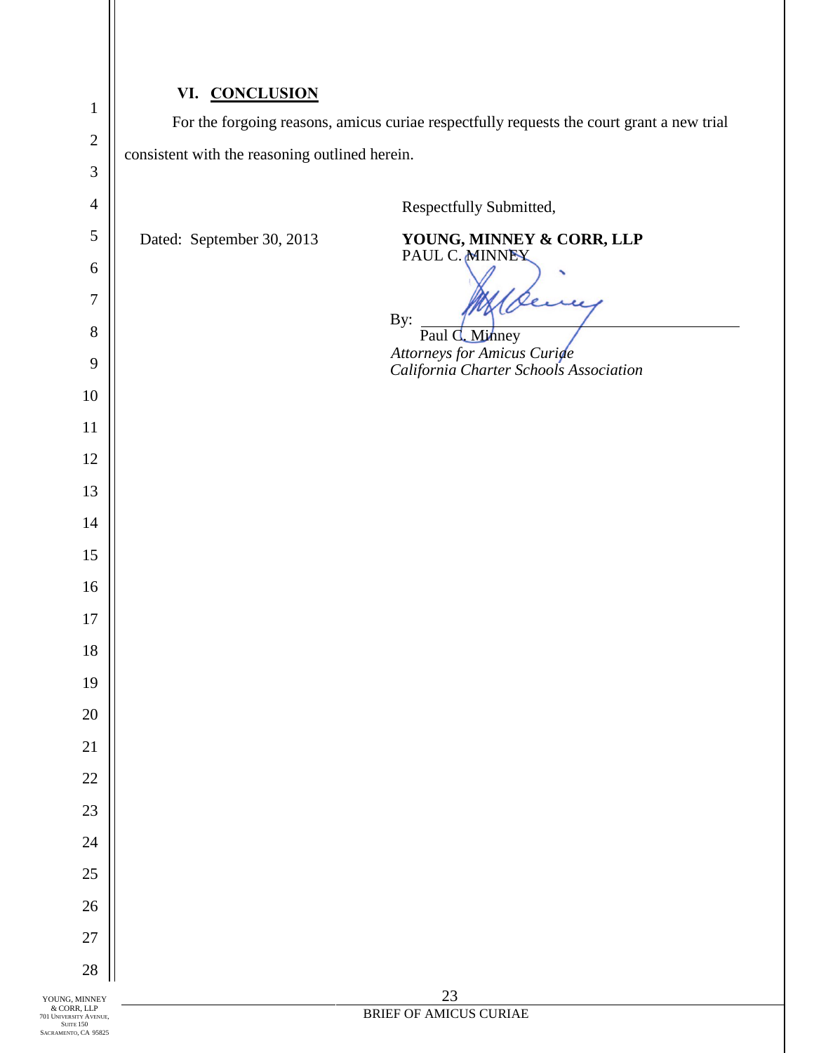## VI. CONCLUSION

For the forgoing reasons, amicus curiae respectfully requests the court grant a new trial consistent with the reasoning outlined herein.

Respectfully Submitted,

Dated: September 30, 2013

**YOUNG, MINNEY & CORR, LLP**
PAUL C. MINNEY

By: ______________________
Paul C. Minney
*Attorneys for Amicus Curiae*
*California Charter Schools Association*